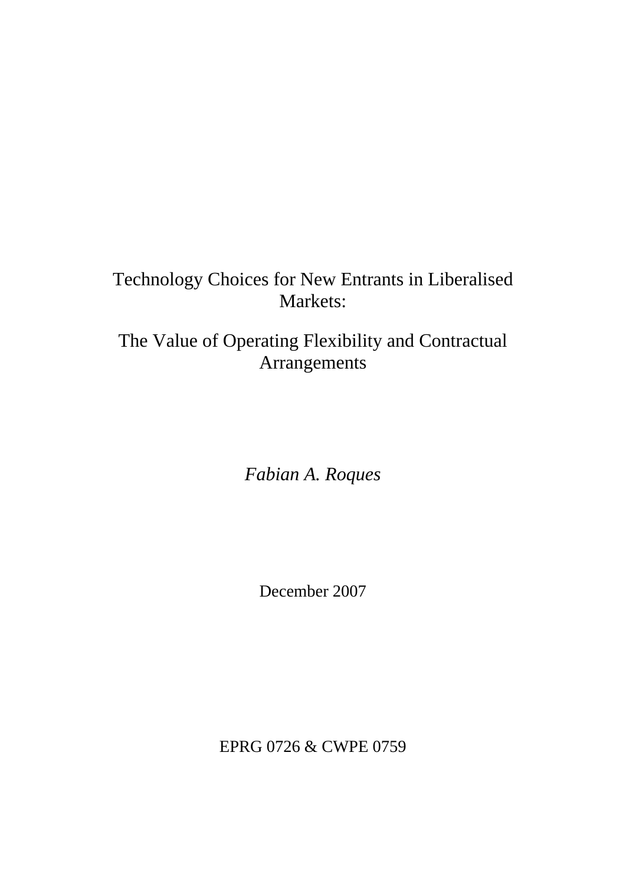# Technology Choices for New Entrants in Liberalised Markets:

# The Value of Operating Flexibility and Contractual Arrangements

*Fabian A. Roques*

December 2007

EPRG 0726 & CWPE 0759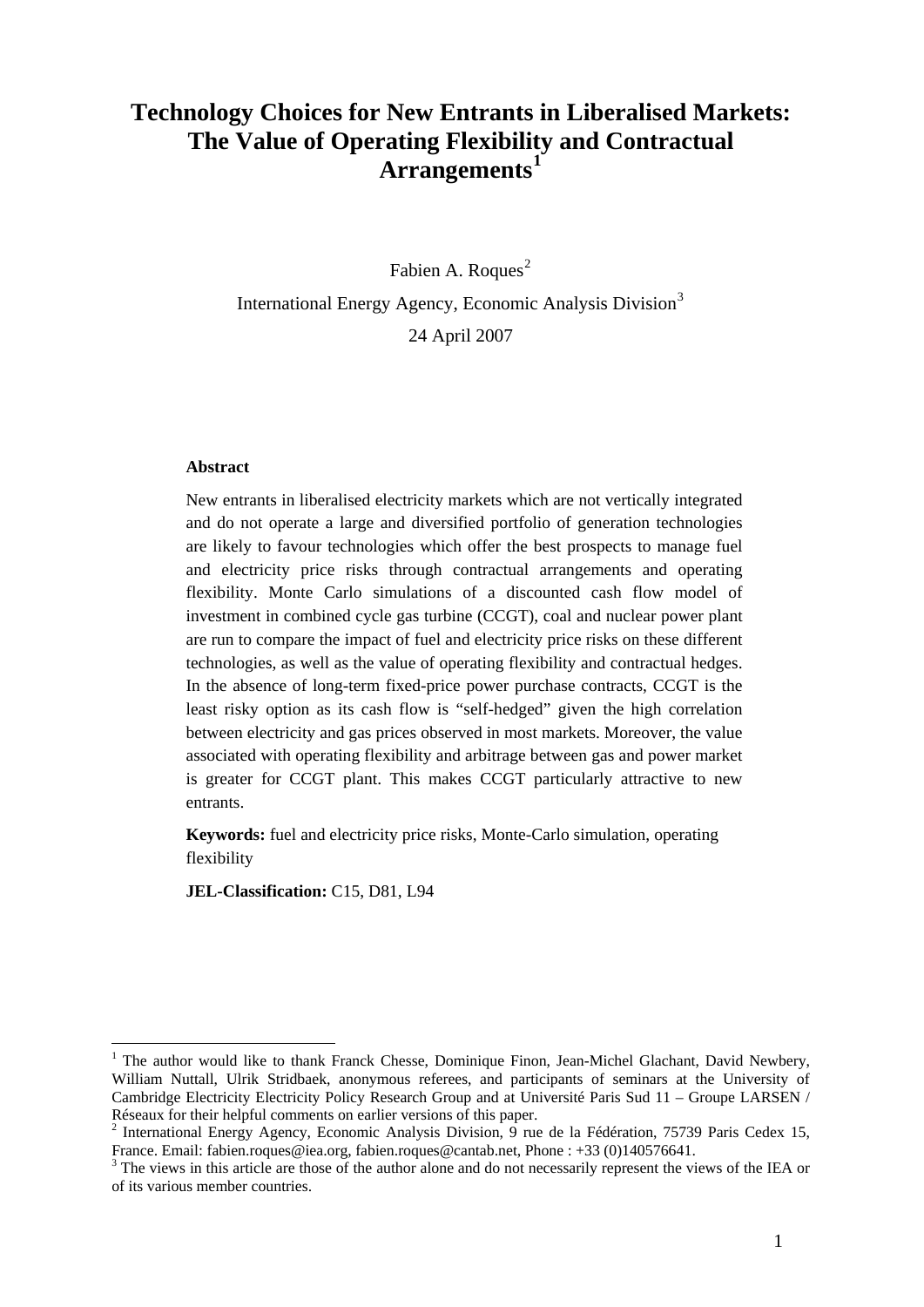# Technology Choices for New Entrants in Liberalised Markets: The Value of Operating Flexibility and Contractual Arrangements[1]

Fabien A. Roques[2]

International Energy Agency, Economic Analysis Division[3]

24 April 2007

**Abstract**

New entrants in liberalised electricity markets which are not vertically integrated and do not operate a large and diversified portfolio of generation technologies are likely to favour technologies which offer the best prospects to manage fuel and electricity price risks through contractual arrangements and operating flexibility. Monte Carlo simulations of a discounted cash flow model of investment in combined cycle gas turbine (CCGT), coal and nuclear power plant are run to compare the impact of fuel and electricity price risks on these different technologies, as well as the value of operating flexibility and contractual hedges. In the absence of long-term fixed-price power purchase contracts, CCGT is the least risky option as its cash flow is "self-hedged" given the high correlation between electricity and gas prices observed in most markets. Moreover, the value associated with operating flexibility and arbitrage between gas and power market is greater for CCGT plant. This makes CCGT particularly attractive to new entrants.

**Keywords:** fuel and electricity price risks, Monte-Carlo simulation, operating flexibility

**JEL-Classification:** C15, D81, L94

---

[1] The author would like to thank Franck Chesse, Dominique Finon, Jean-Michel Glachant, David Newbery, William Nuttall, Ulrik Stridbaek, anonymous referees, and participants of seminars at the University of Cambridge Electricity Electricity Policy Research Group and at Université Paris Sud 11 – Groupe LARSEN / Réseaux for their helpful comments on earlier versions of this paper.

[2] International Energy Agency, Economic Analysis Division, 9 rue de la Fédération, 75739 Paris Cedex 15, France. Email: fabien.roques@iea.org, fabien.roques@cantab.net, Phone : +33 (0)140576641.

[3] The views in this article are those of the author alone and do not necessarily represent the views of the IEA or of its various member countries.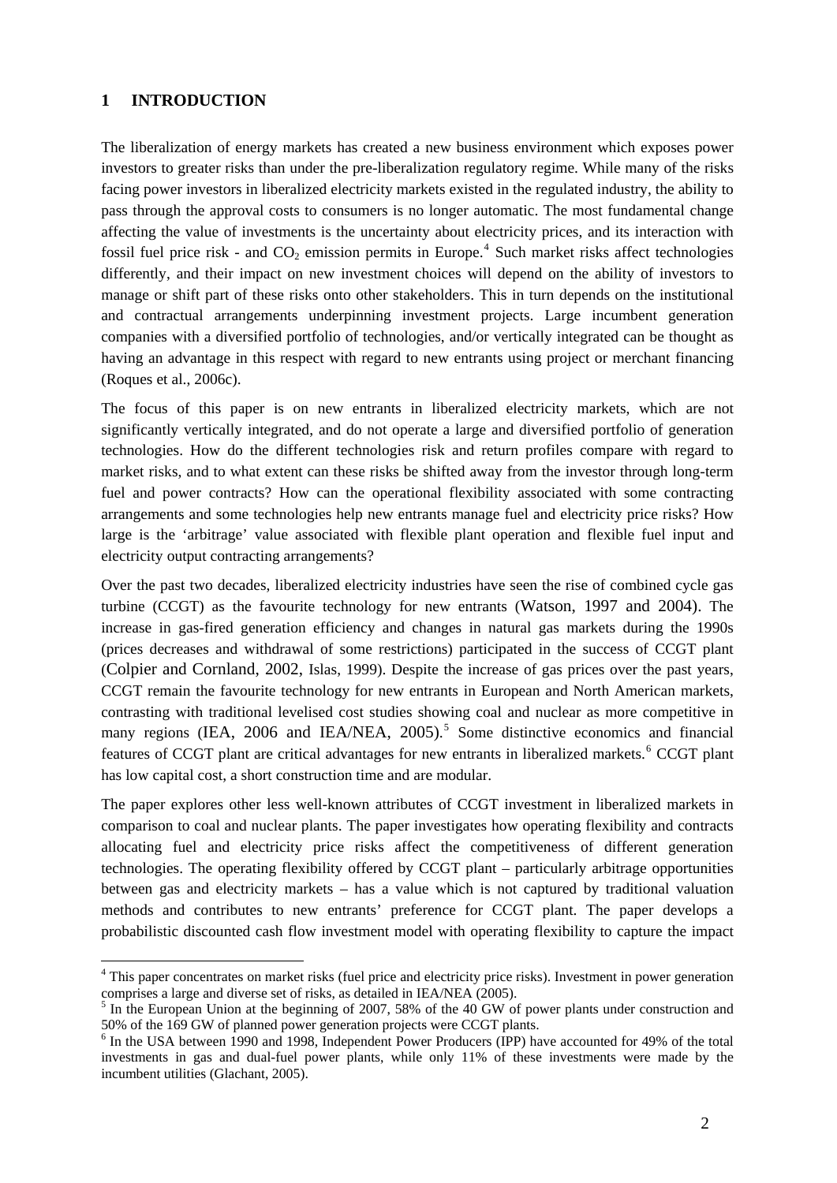# 1 INTRODUCTION

The liberalization of energy markets has created a new business environment which exposes power investors to greater risks than under the pre-liberalization regulatory regime. While many of the risks facing power investors in liberalized electricity markets existed in the regulated industry, the ability to pass through the approval costs to consumers is no longer automatic. The most fundamental change affecting the value of investments is the uncertainty about electricity prices, and its interaction with fossil fuel price risk - and $CO_2$ emission permits in Europe.[4] Such market risks affect technologies differently, and their impact on new investment choices will depend on the ability of investors to manage or shift part of these risks onto other stakeholders. This in turn depends on the institutional and contractual arrangements underpinning investment projects. Large incumbent generation companies with a diversified portfolio of technologies, and/or vertically integrated can be thought as having an advantage in this respect with regard to new entrants using project or merchant financing (Roques et al., 2006c).

The focus of this paper is on new entrants in liberalized electricity markets, which are not significantly vertically integrated, and do not operate a large and diversified portfolio of generation technologies. How do the different technologies risk and return profiles compare with regard to market risks, and to what extent can these risks be shifted away from the investor through long-term fuel and power contracts? How can the operational flexibility associated with some contracting arrangements and some technologies help new entrants manage fuel and electricity price risks? How large is the 'arbitrage' value associated with flexible plant operation and flexible fuel input and electricity output contracting arrangements?

Over the past two decades, liberalized electricity industries have seen the rise of combined cycle gas turbine (CCGT) as the favourite technology for new entrants (Watson, 1997 and 2004). The increase in gas-fired generation efficiency and changes in natural gas markets during the 1990s (prices decreases and withdrawal of some restrictions) participated in the success of CCGT plant (Colpier and Cornland, 2002, Islas, 1999). Despite the increase of gas prices over the past years, CCGT remain the favourite technology for new entrants in European and North American markets, contrasting with traditional levelised cost studies showing coal and nuclear as more competitive in many regions (IEA, 2006 and IEA/NEA, 2005).[5] Some distinctive economics and financial features of CCGT plant are critical advantages for new entrants in liberalized markets.[6] CCGT plant has low capital cost, a short construction time and are modular.

The paper explores other less well-known attributes of CCGT investment in liberalized markets in comparison to coal and nuclear plants. The paper investigates how operating flexibility and contracts allocating fuel and electricity price risks affect the competitiveness of different generation technologies. The operating flexibility offered by CCGT plant – particularly arbitrage opportunities between gas and electricity markets – has a value which is not captured by traditional valuation methods and contributes to new entrants' preference for CCGT plant. The paper develops a probabilistic discounted cash flow investment model with operating flexibility to capture the impact

---

[4] This paper concentrates on market risks (fuel price and electricity price risks). Investment in power generation comprises a large and diverse set of risks, as detailed in IEA/NEA (2005).

[5] In the European Union at the beginning of 2007, 58% of the 40 GW of power plants under construction and 50% of the 169 GW of planned power generation projects were CCGT plants.

[6] In the USA between 1990 and 1998, Independent Power Producers (IPP) have accounted for 49% of the total investments in gas and dual-fuel power plants, while only 11% of these investments were made by the incumbent utilities (Glachant, 2005).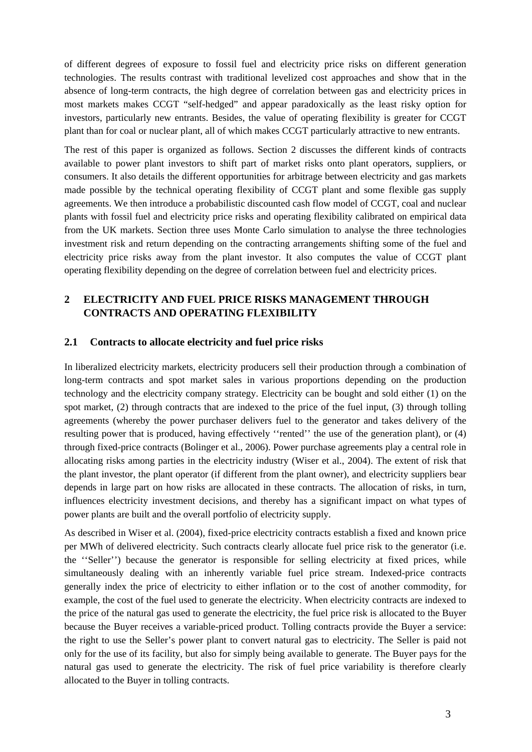of different degrees of exposure to fossil fuel and electricity price risks on different generation technologies. The results contrast with traditional levelized cost approaches and show that in the absence of long-term contracts, the high degree of correlation between gas and electricity prices in most markets makes CCGT "self-hedged" and appear paradoxically as the least risky option for investors, particularly new entrants. Besides, the value of operating flexibility is greater for CCGT plant than for coal or nuclear plant, all of which makes CCGT particularly attractive to new entrants.

The rest of this paper is organized as follows. Section 2 discusses the different kinds of contracts available to power plant investors to shift part of market risks onto plant operators, suppliers, or consumers. It also details the different opportunities for arbitrage between electricity and gas markets made possible by the technical operating flexibility of CCGT plant and some flexible gas supply agreements. We then introduce a probabilistic discounted cash flow model of CCGT, coal and nuclear plants with fossil fuel and electricity price risks and operating flexibility calibrated on empirical data from the UK markets. Section three uses Monte Carlo simulation to analyse the three technologies investment risk and return depending on the contracting arrangements shifting some of the fuel and electricity price risks away from the plant investor. It also computes the value of CCGT plant operating flexibility depending on the degree of correlation between fuel and electricity prices.

## 2 ELECTRICITY AND FUEL PRICE RISKS MANAGEMENT THROUGH CONTRACTS AND OPERATING FLEXIBILITY

### 2.1 Contracts to allocate electricity and fuel price risks

In liberalized electricity markets, electricity producers sell their production through a combination of long-term contracts and spot market sales in various proportions depending on the production technology and the electricity company strategy. Electricity can be bought and sold either (1) on the spot market, (2) through contracts that are indexed to the price of the fuel input, (3) through tolling agreements (whereby the power purchaser delivers fuel to the generator and takes delivery of the resulting power that is produced, having effectively ''rented'' the use of the generation plant), or (4) through fixed-price contracts (Bolinger et al., 2006). Power purchase agreements play a central role in allocating risks among parties in the electricity industry (Wiser et al., 2004). The extent of risk that the plant investor, the plant operator (if different from the plant owner), and electricity suppliers bear depends in large part on how risks are allocated in these contracts. The allocation of risks, in turn, influences electricity investment decisions, and thereby has a significant impact on what types of power plants are built and the overall portfolio of electricity supply.

As described in Wiser et al. (2004), fixed-price electricity contracts establish a fixed and known price per MWh of delivered electricity. Such contracts clearly allocate fuel price risk to the generator (i.e. the ''Seller'') because the generator is responsible for selling electricity at fixed prices, while simultaneously dealing with an inherently variable fuel price stream. Indexed-price contracts generally index the price of electricity to either inflation or to the cost of another commodity, for example, the cost of the fuel used to generate the electricity. When electricity contracts are indexed to the price of the natural gas used to generate the electricity, the fuel price risk is allocated to the Buyer because the Buyer receives a variable-priced product. Tolling contracts provide the Buyer a service: the right to use the Seller's power plant to convert natural gas to electricity. The Seller is paid not only for the use of its facility, but also for simply being available to generate. The Buyer pays for the natural gas used to generate the electricity. The risk of fuel price variability is therefore clearly allocated to the Buyer in tolling contracts.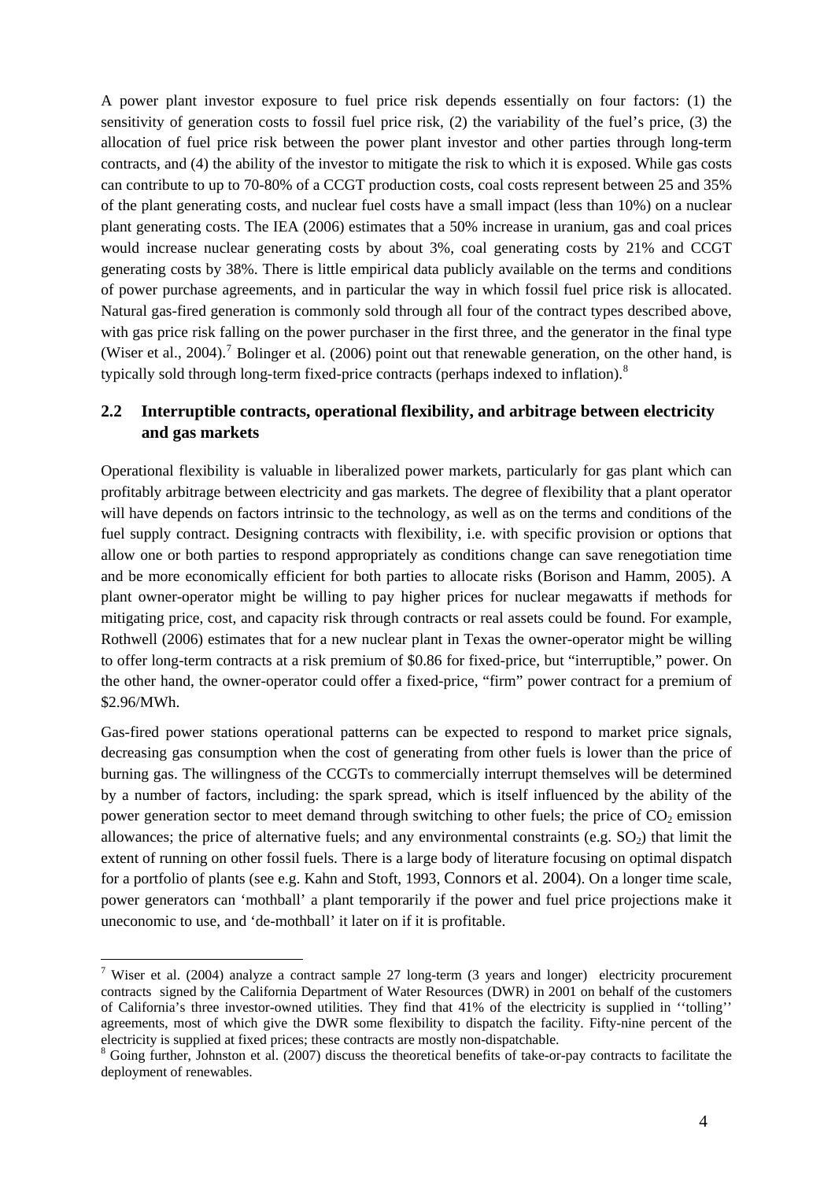A power plant investor exposure to fuel price risk depends essentially on four factors: (1) the sensitivity of generation costs to fossil fuel price risk, (2) the variability of the fuel's price, (3) the allocation of fuel price risk between the power plant investor and other parties through long-term contracts, and (4) the ability of the investor to mitigate the risk to which it is exposed. While gas costs can contribute to up to 70-80% of a CCGT production costs, coal costs represent between 25 and 35% of the plant generating costs, and nuclear fuel costs have a small impact (less than 10%) on a nuclear plant generating costs. The IEA (2006) estimates that a 50% increase in uranium, gas and coal prices would increase nuclear generating costs by about 3%, coal generating costs by 21% and CCGT generating costs by 38%. There is little empirical data publicly available on the terms and conditions of power purchase agreements, and in particular the way in which fossil fuel price risk is allocated. Natural gas-fired generation is commonly sold through all four of the contract types described above, with gas price risk falling on the power purchaser in the first three, and the generator in the final type (Wiser et al., 2004).[7] Bolinger et al. (2006) point out that renewable generation, on the other hand, is typically sold through long-term fixed-price contracts (perhaps indexed to inflation).[8]

## 2.2 Interruptible contracts, operational flexibility, and arbitrage between electricity and gas markets

Operational flexibility is valuable in liberalized power markets, particularly for gas plant which can profitably arbitrage between electricity and gas markets. The degree of flexibility that a plant operator will have depends on factors intrinsic to the technology, as well as on the terms and conditions of the fuel supply contract. Designing contracts with flexibility, i.e. with specific provision or options that allow one or both parties to respond appropriately as conditions change can save renegotiation time and be more economically efficient for both parties to allocate risks (Borison and Hamm, 2005). A plant owner-operator might be willing to pay higher prices for nuclear megawatts if methods for mitigating price, cost, and capacity risk through contracts or real assets could be found. For example, Rothwell (2006) estimates that for a new nuclear plant in Texas the owner-operator might be willing to offer long-term contracts at a risk premium of $0.86 for fixed-price, but "interruptible," power. On the other hand, the owner-operator could offer a fixed-price, "firm" power contract for a premium of $2.96/MWh.

Gas-fired power stations operational patterns can be expected to respond to market price signals, decreasing gas consumption when the cost of generating from other fuels is lower than the price of burning gas. The willingness of the CCGTs to commercially interrupt themselves will be determined by a number of factors, including: the spark spread, which is itself influenced by the ability of the power generation sector to meet demand through switching to other fuels; the price of $CO_2$ emission allowances; the price of alternative fuels; and any environmental constraints (e.g. $SO_2$) that limit the extent of running on other fossil fuels. There is a large body of literature focusing on optimal dispatch for a portfolio of plants (see e.g. Kahn and Stoft, 1993, Connors et al. 2004). On a longer time scale, power generators can 'mothball' a plant temporarily if the power and fuel price projections make it uneconomic to use, and 'de-mothball' it later on if it is profitable.

[7] Wiser et al. (2004) analyze a contract sample 27 long-term (3 years and longer) electricity procurement contracts signed by the California Department of Water Resources (DWR) in 2001 on behalf of the customers of California's three investor-owned utilities. They find that 41% of the electricity is supplied in ''tolling'' agreements, most of which give the DWR some flexibility to dispatch the facility. Fifty-nine percent of the electricity is supplied at fixed prices; these contracts are mostly non-dispatchable.

[8] Going further, Johnston et al. (2007) discuss the theoretical benefits of take-or-pay contracts to facilitate the deployment of renewables.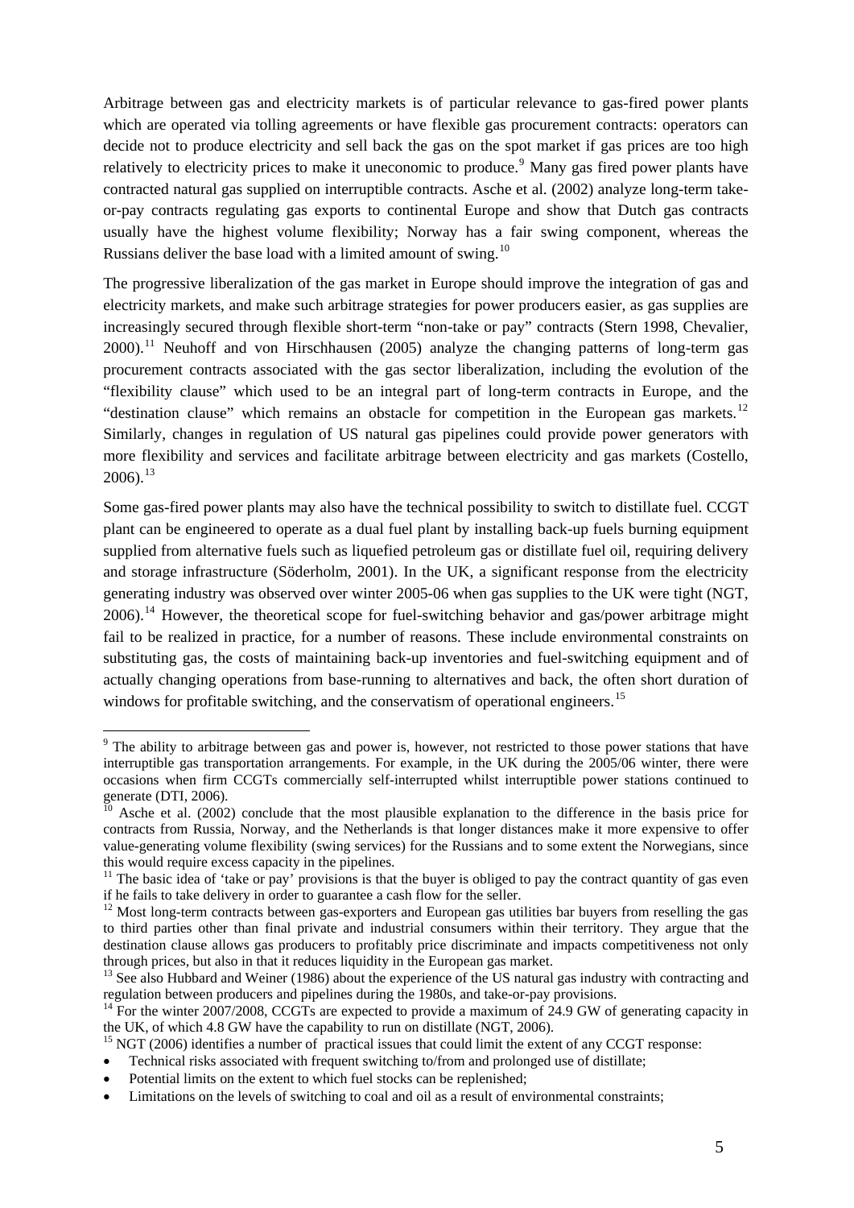Arbitrage between gas and electricity markets is of particular relevance to gas-fired power plants which are operated via tolling agreements or have flexible gas procurement contracts: operators can decide not to produce electricity and sell back the gas on the spot market if gas prices are too high relatively to electricity prices to make it uneconomic to produce.[9] Many gas fired power plants have contracted natural gas supplied on interruptible contracts. Asche et al. (2002) analyze long-term take-or-pay contracts regulating gas exports to continental Europe and show that Dutch gas contracts usually have the highest volume flexibility; Norway has a fair swing component, whereas the Russians deliver the base load with a limited amount of swing.[10]

The progressive liberalization of the gas market in Europe should improve the integration of gas and electricity markets, and make such arbitrage strategies for power producers easier, as gas supplies are increasingly secured through flexible short-term "non-take or pay" contracts (Stern 1998, Chevalier, 2000).[11] Neuhoff and von Hirschhausen (2005) analyze the changing patterns of long-term gas procurement contracts associated with the gas sector liberalization, including the evolution of the "flexibility clause" which used to be an integral part of long-term contracts in Europe, and the "destination clause" which remains an obstacle for competition in the European gas markets.[12] Similarly, changes in regulation of US natural gas pipelines could provide power generators with more flexibility and services and facilitate arbitrage between electricity and gas markets (Costello, 2006).[13]

Some gas-fired power plants may also have the technical possibility to switch to distillate fuel. CCGT plant can be engineered to operate as a dual fuel plant by installing back-up fuels burning equipment supplied from alternative fuels such as liquefied petroleum gas or distillate fuel oil, requiring delivery and storage infrastructure (Söderholm, 2001). In the UK, a significant response from the electricity generating industry was observed over winter 2005-06 when gas supplies to the UK were tight (NGT, 2006).[14] However, the theoretical scope for fuel-switching behavior and gas/power arbitrage might fail to be realized in practice, for a number of reasons. These include environmental constraints on substituting gas, the costs of maintaining back-up inventories and fuel-switching equipment and of actually changing operations from base-running to alternatives and back, the often short duration of windows for profitable switching, and the conservatism of operational engineers.[15]

---

[9] The ability to arbitrage between gas and power is, however, not restricted to those power stations that have interruptible gas transportation arrangements. For example, in the UK during the 2005/06 winter, there were occasions when firm CCGTs commercially self-interrupted whilst interruptible power stations continued to generate (DTI, 2006).

[10] Asche et al. (2002) conclude that the most plausible explanation to the difference in the basis price for contracts from Russia, Norway, and the Netherlands is that longer distances make it more expensive to offer value-generating volume flexibility (swing services) for the Russians and to some extent the Norwegians, since this would require excess capacity in the pipelines.

[11] The basic idea of 'take or pay' provisions is that the buyer is obliged to pay the contract quantity of gas even if he fails to take delivery in order to guarantee a cash flow for the seller.

[12] Most long-term contracts between gas-exporters and European gas utilities bar buyers from reselling the gas to third parties other than final private and industrial consumers within their territory. They argue that the destination clause allows gas producers to profitably price discriminate and impacts competitiveness not only through prices, but also in that it reduces liquidity in the European gas market.

[13] See also Hubbard and Weiner (1986) about the experience of the US natural gas industry with contracting and regulation between producers and pipelines during the 1980s, and take-or-pay provisions.

[14] For the winter 2007/2008, CCGTs are expected to provide a maximum of 24.9 GW of generating capacity in the UK, of which 4.8 GW have the capability to run on distillate (NGT, 2006).

[15] NGT (2006) identifies a number of practical issues that could limit the extent of any CCGT response:

- Technical risks associated with frequent switching to/from and prolonged use of distillate;
- Potential limits on the extent to which fuel stocks can be replenished;
- Limitations on the levels of switching to coal and oil as a result of environmental constraints;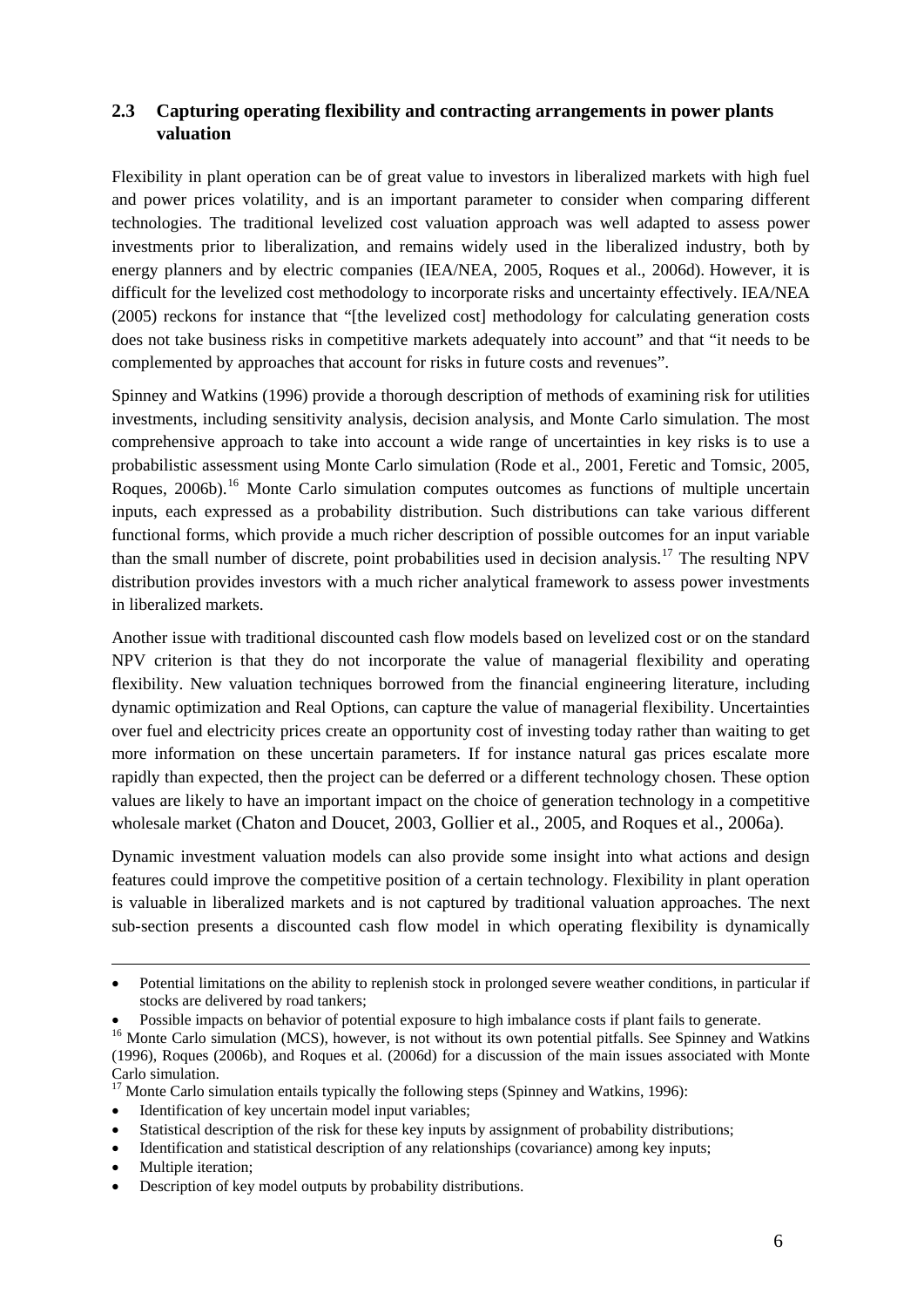## 2.3 Capturing operating flexibility and contracting arrangements in power plants valuation

Flexibility in plant operation can be of great value to investors in liberalized markets with high fuel and power prices volatility, and is an important parameter to consider when comparing different technologies. The traditional levelized cost valuation approach was well adapted to assess power investments prior to liberalization, and remains widely used in the liberalized industry, both by energy planners and by electric companies (IEA/NEA, 2005, Roques et al., 2006d). However, it is difficult for the levelized cost methodology to incorporate risks and uncertainty effectively. IEA/NEA (2005) reckons for instance that "[the levelized cost] methodology for calculating generation costs does not take business risks in competitive markets adequately into account" and that "it needs to be complemented by approaches that account for risks in future costs and revenues".

Spinney and Watkins (1996) provide a thorough description of methods of examining risk for utilities investments, including sensitivity analysis, decision analysis, and Monte Carlo simulation. The most comprehensive approach to take into account a wide range of uncertainties in key risks is to use a probabilistic assessment using Monte Carlo simulation (Rode et al., 2001, Feretic and Tomsic, 2005, Roques, 2006b).[16] Monte Carlo simulation computes outcomes as functions of multiple uncertain inputs, each expressed as a probability distribution. Such distributions can take various different functional forms, which provide a much richer description of possible outcomes for an input variable than the small number of discrete, point probabilities used in decision analysis.[17] The resulting NPV distribution provides investors with a much richer analytical framework to assess power investments in liberalized markets.

Another issue with traditional discounted cash flow models based on levelized cost or on the standard NPV criterion is that they do not incorporate the value of managerial flexibility and operating flexibility. New valuation techniques borrowed from the financial engineering literature, including dynamic optimization and Real Options, can capture the value of managerial flexibility. Uncertainties over fuel and electricity prices create an opportunity cost of investing today rather than waiting to get more information on these uncertain parameters. If for instance natural gas prices escalate more rapidly than expected, then the project can be deferred or a different technology chosen. These option values are likely to have an important impact on the choice of generation technology in a competitive wholesale market (Chaton and Doucet, 2003, Gollier et al., 2005, and Roques et al., 2006a).

Dynamic investment valuation models can also provide some insight into what actions and design features could improve the competitive position of a certain technology. Flexibility in plant operation is valuable in liberalized markets and is not captured by traditional valuation approaches. The next sub-section presents a discounted cash flow model in which operating flexibility is dynamically

---

- Potential limitations on the ability to replenish stock in prolonged severe weather conditions, in particular if stocks are delivered by road tankers;
- Possible impacts on behavior of potential exposure to high imbalance costs if plant fails to generate.

[16] Monte Carlo simulation (MCS), however, is not without its own potential pitfalls. See Spinney and Watkins (1996), Roques (2006b), and Roques et al. (2006d) for a discussion of the main issues associated with Monte Carlo simulation.

[17] Monte Carlo simulation entails typically the following steps (Spinney and Watkins, 1996):

- Identification of key uncertain model input variables;
- Statistical description of the risk for these key inputs by assignment of probability distributions;
- Identification and statistical description of any relationships (covariance) among key inputs;
- Multiple iteration;
- Description of key model outputs by probability distributions.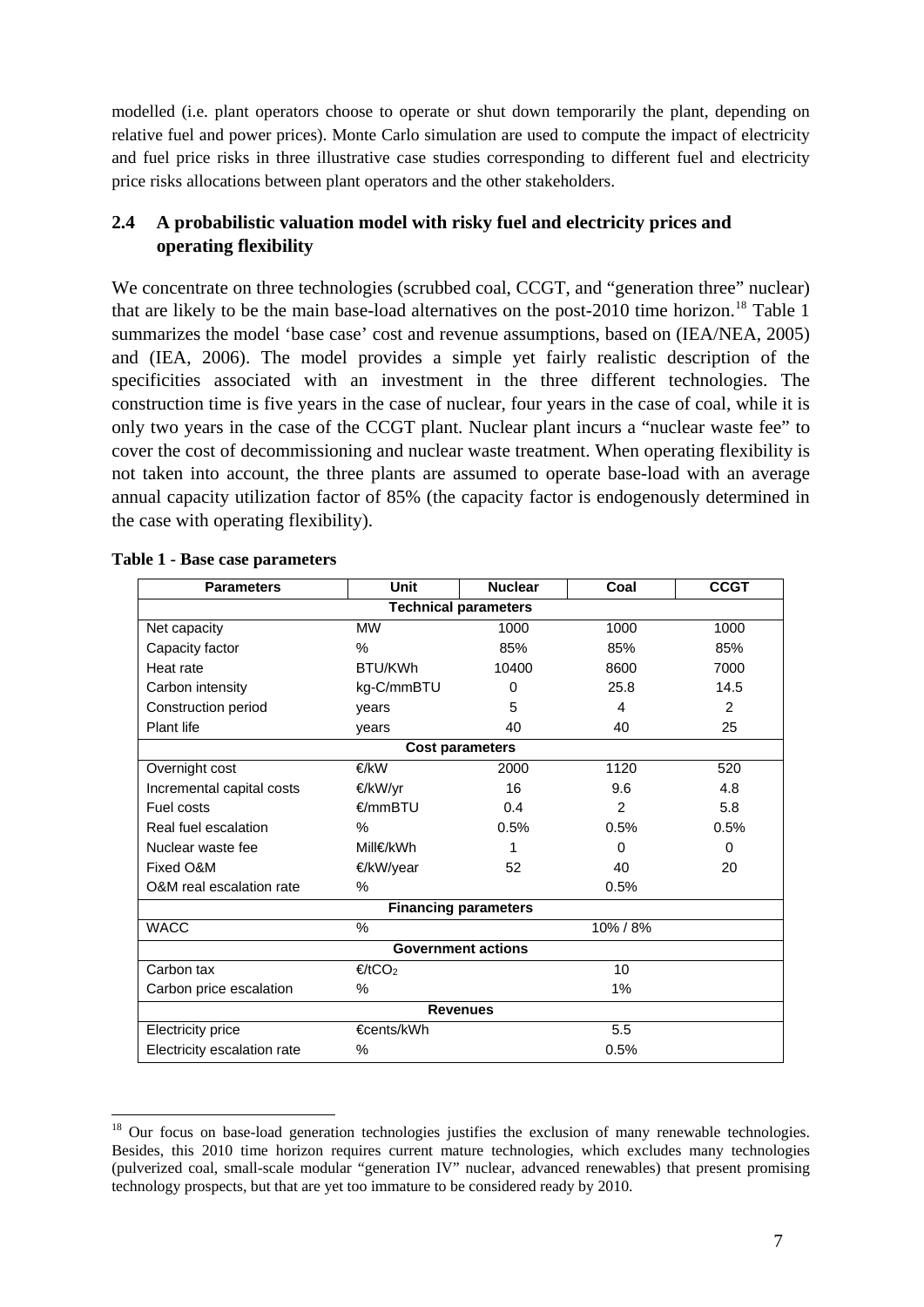modelled (i.e. plant operators choose to operate or shut down temporarily the plant, depending on relative fuel and power prices). Monte Carlo simulation are used to compute the impact of electricity and fuel price risks in three illustrative case studies corresponding to different fuel and electricity price risks allocations between plant operators and the other stakeholders.

## 2.4 A probabilistic valuation model with risky fuel and electricity prices and operating flexibility

We concentrate on three technologies (scrubbed coal, CCGT, and "generation three" nuclear) that are likely to be the main base-load alternatives on the post-2010 time horizon.[18] Table 1 summarizes the model 'base case' cost and revenue assumptions, based on (IEA/NEA, 2005) and (IEA, 2006). The model provides a simple yet fairly realistic description of the specificities associated with an investment in the three different technologies. The construction time is five years in the case of nuclear, four years in the case of coal, while it is only two years in the case of the CCGT plant. Nuclear plant incurs a "nuclear waste fee" to cover the cost of decommissioning and nuclear waste treatment. When operating flexibility is not taken into account, the three plants are assumed to operate base-load with an average annual capacity utilization factor of 85% (the capacity factor is endogenously determined in the case with operating flexibility).

**Table 1 - Base case parameters**

| Parameters | Unit | Nuclear | Coal | CCGT |
|---|---|---|---|---|
| **Technical parameters** | | | | |
| Net capacity | MW | 1000 | 1000 | 1000 |
| Capacity factor | % | 85% | 85% | 85% |
| Heat rate | BTU/KWh | 10400 | 8600 | 7000 |
| Carbon intensity | kg-C/mmBTU | 0 | 25.8 | 14.5 |
| Construction period | years | 5 | 4 | 2 |
| Plant life | years | 40 | 40 | 25 |
| **Cost parameters** | | | | |
| Overnight cost | €/kW | 2000 | 1120 | 520 |
| Incremental capital costs | €/kW/yr | 16 | 9.6 | 4.8 |
| Fuel costs | €/mmBTU | 0.4 | 2 | 5.8 |
| Real fuel escalation | % | 0.5% | 0.5% | 0.5% |
| Nuclear waste fee | Mill€/kWh | 1 | 0 | 0 |
| Fixed O&M | €/kW/year | 52 | 40 | 20 |
| O&M real escalation rate | % | | 0.5% | |
| **Financing parameters** | | | | |
| WACC | % | | 10% / 8% | |
| **Government actions** | | | | |
| Carbon tax | €/t$CO_2$ | | 10 | |
| Carbon price escalation | % | | 1% | |
| **Revenues** | | | | |
| Electricity price | €cents/kWh | | 5.5 | |
| Electricity escalation rate | % | | 0.5% | |

[18] Our focus on base-load generation technologies justifies the exclusion of many renewable technologies. Besides, this 2010 time horizon requires current mature technologies, which excludes many technologies (pulverized coal, small-scale modular "generation IV" nuclear, advanced renewables) that present promising technology prospects, but that are yet too immature to be considered ready by 2010.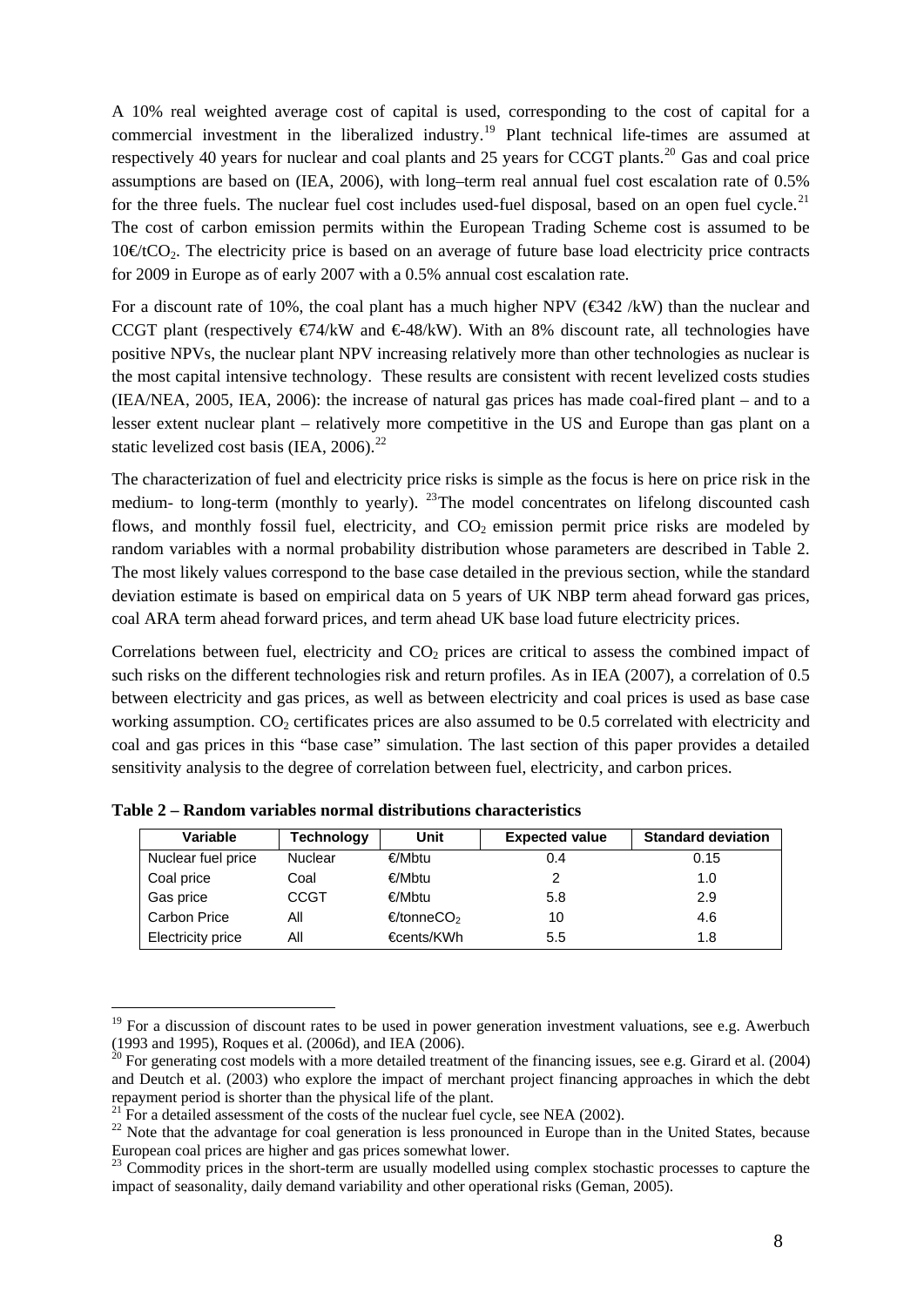A 10% real weighted average cost of capital is used, corresponding to the cost of capital for a commercial investment in the liberalized industry.[19] Plant technical life-times are assumed at respectively 40 years for nuclear and coal plants and 25 years for CCGT plants.[20] Gas and coal price assumptions are based on (IEA, 2006), with long–term real annual fuel cost escalation rate of 0.5% for the three fuels. The nuclear fuel cost includes used-fuel disposal, based on an open fuel cycle.[21] The cost of carbon emission permits within the European Trading Scheme cost is assumed to be 10€/t$CO_2$. The electricity price is based on an average of future base load electricity price contracts for 2009 in Europe as of early 2007 with a 0.5% annual cost escalation rate.

For a discount rate of 10%, the coal plant has a much higher NPV (€342 /kW) than the nuclear and CCGT plant (respectively €74/kW and €-48/kW). With an 8% discount rate, all technologies have positive NPVs, the nuclear plant NPV increasing relatively more than other technologies as nuclear is the most capital intensive technology. These results are consistent with recent levelized costs studies (IEA/NEA, 2005, IEA, 2006): the increase of natural gas prices has made coal-fired plant – and to a lesser extent nuclear plant – relatively more competitive in the US and Europe than gas plant on a static levelized cost basis (IEA, 2006).[22]

The characterization of fuel and electricity price risks is simple as the focus is here on price risk in the medium- to long-term (monthly to yearly). [23]The model concentrates on lifelong discounted cash flows, and monthly fossil fuel, electricity, and $CO_2$ emission permit price risks are modeled by random variables with a normal probability distribution whose parameters are described in Table 2. The most likely values correspond to the base case detailed in the previous section, while the standard deviation estimate is based on empirical data on 5 years of UK NBP term ahead forward gas prices, coal ARA term ahead forward prices, and term ahead UK base load future electricity prices.

Correlations between fuel, electricity and $CO_2$ prices are critical to assess the combined impact of such risks on the different technologies risk and return profiles. As in IEA (2007), a correlation of 0.5 between electricity and gas prices, as well as between electricity and coal prices is used as base case working assumption. $CO_2$ certificates prices are also assumed to be 0.5 correlated with electricity and coal and gas prices in this "base case" simulation. The last section of this paper provides a detailed sensitivity analysis to the degree of correlation between fuel, electricity, and carbon prices.

**Table 2 – Random variables normal distributions characteristics**

| Variable | Technology | Unit | Expected value | Standard deviation |
|---|---|---|---|---|
| Nuclear fuel price | Nuclear | €/Mbtu | 0.4 | 0.15 |
| Coal price | Coal | €/Mbtu | 2 | 1.0 |
| Gas price | CCGT | €/Mbtu | 5.8 | 2.9 |
| Carbon Price | All | €/tonne$CO_2$ | 10 | 4.6 |
| Electricity price | All | €cents/KWh | 5.5 | 1.8 |

[19] For a discussion of discount rates to be used in power generation investment valuations, see e.g. Awerbuch (1993 and 1995), Roques et al. (2006d), and IEA (2006).

[20] For generating cost models with a more detailed treatment of the financing issues, see e.g. Girard et al. (2004) and Deutch et al. (2003) who explore the impact of merchant project financing approaches in which the debt repayment period is shorter than the physical life of the plant.

[21] For a detailed assessment of the costs of the nuclear fuel cycle, see NEA (2002).

[22] Note that the advantage for coal generation is less pronounced in Europe than in the United States, because European coal prices are higher and gas prices somewhat lower.

[23] Commodity prices in the short-term are usually modelled using complex stochastic processes to capture the impact of seasonality, daily demand variability and other operational risks (Geman, 2005).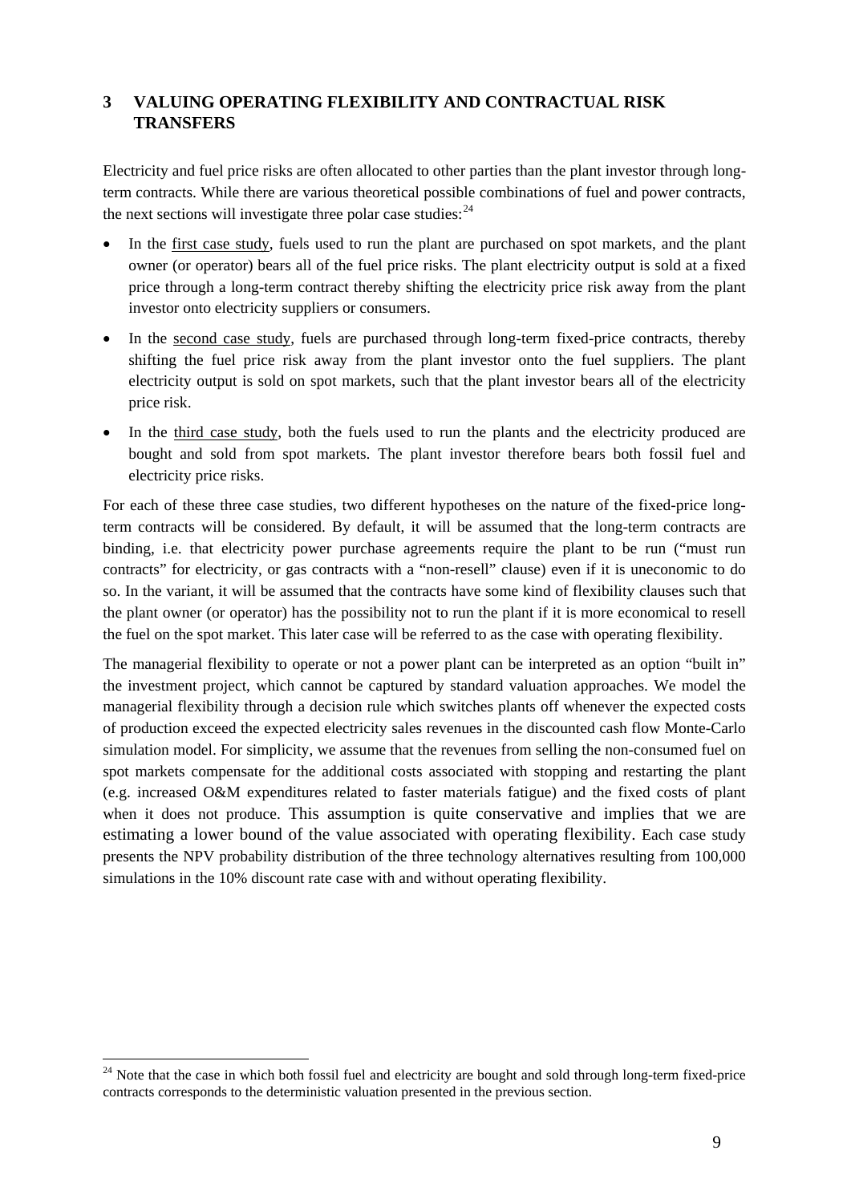# 3 VALUING OPERATING FLEXIBILITY AND CONTRACTUAL RISK TRANSFERS

Electricity and fuel price risks are often allocated to other parties than the plant investor through long-term contracts. While there are various theoretical possible combinations of fuel and power contracts, the next sections will investigate three polar case studies:[24]

- In the first case study, fuels used to run the plant are purchased on spot markets, and the plant owner (or operator) bears all of the fuel price risks. The plant electricity output is sold at a fixed price through a long-term contract thereby shifting the electricity price risk away from the plant investor onto electricity suppliers or consumers.
- In the second case study, fuels are purchased through long-term fixed-price contracts, thereby shifting the fuel price risk away from the plant investor onto the fuel suppliers. The plant electricity output is sold on spot markets, such that the plant investor bears all of the electricity price risk.
- In the third case study, both the fuels used to run the plants and the electricity produced are bought and sold from spot markets. The plant investor therefore bears both fossil fuel and electricity price risks.

For each of these three case studies, two different hypotheses on the nature of the fixed-price long-term contracts will be considered. By default, it will be assumed that the long-term contracts are binding, i.e. that electricity power purchase agreements require the plant to be run ("must run contracts" for electricity, or gas contracts with a "non-resell" clause) even if it is uneconomic to do so. In the variant, it will be assumed that the contracts have some kind of flexibility clauses such that the plant owner (or operator) has the possibility not to run the plant if it is more economical to resell the fuel on the spot market. This later case will be referred to as the case with operating flexibility.

The managerial flexibility to operate or not a power plant can be interpreted as an option "built in" the investment project, which cannot be captured by standard valuation approaches. We model the managerial flexibility through a decision rule which switches plants off whenever the expected costs of production exceed the expected electricity sales revenues in the discounted cash flow Monte-Carlo simulation model. For simplicity, we assume that the revenues from selling the non-consumed fuel on spot markets compensate for the additional costs associated with stopping and restarting the plant (e.g. increased O&M expenditures related to faster materials fatigue) and the fixed costs of plant when it does not produce. This assumption is quite conservative and implies that we are estimating a lower bound of the value associated with operating flexibility. Each case study presents the NPV probability distribution of the three technology alternatives resulting from 100,000 simulations in the 10% discount rate case with and without operating flexibility.

[24] Note that the case in which both fossil fuel and electricity are bought and sold through long-term fixed-price contracts corresponds to the deterministic valuation presented in the previous section.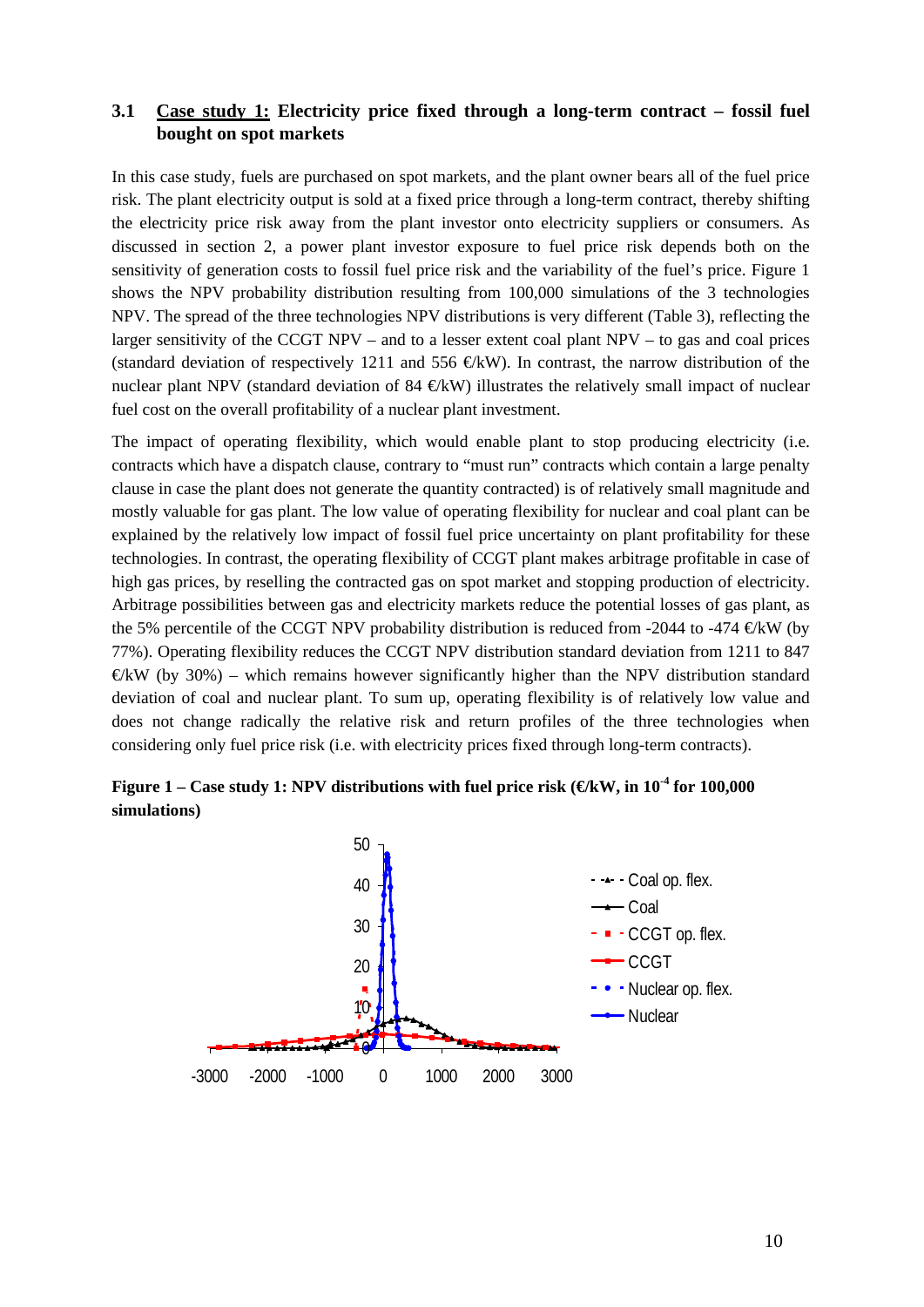### 3.1 Case study 1: Electricity price fixed through a long-term contract – fossil fuel bought on spot markets

In this case study, fuels are purchased on spot markets, and the plant owner bears all of the fuel price risk. The plant electricity output is sold at a fixed price through a long-term contract, thereby shifting the electricity price risk away from the plant investor onto electricity suppliers or consumers. As discussed in section 2, a power plant investor exposure to fuel price risk depends both on the sensitivity of generation costs to fossil fuel price risk and the variability of the fuel's price. Figure 1 shows the NPV probability distribution resulting from 100,000 simulations of the 3 technologies NPV. The spread of the three technologies NPV distributions is very different (Table 3), reflecting the larger sensitivity of the CCGT NPV – and to a lesser extent coal plant NPV – to gas and coal prices (standard deviation of respectively 1211 and 556 €/kW). In contrast, the narrow distribution of the nuclear plant NPV (standard deviation of 84 €/kW) illustrates the relatively small impact of nuclear fuel cost on the overall profitability of a nuclear plant investment.

The impact of operating flexibility, which would enable plant to stop producing electricity (i.e. contracts which have a dispatch clause, contrary to "must run" contracts which contain a large penalty clause in case the plant does not generate the quantity contracted) is of relatively small magnitude and mostly valuable for gas plant. The low value of operating flexibility for nuclear and coal plant can be explained by the relatively low impact of fossil fuel price uncertainty on plant profitability for these technologies. In contrast, the operating flexibility of CCGT plant makes arbitrage profitable in case of high gas prices, by reselling the contracted gas on spot market and stopping production of electricity. Arbitrage possibilities between gas and electricity markets reduce the potential losses of gas plant, as the 5% percentile of the CCGT NPV probability distribution is reduced from -2044 to -474 €/kW (by 77%). Operating flexibility reduces the CCGT NPV distribution standard deviation from 1211 to 847 €/kW (by 30%) – which remains however significantly higher than the NPV distribution standard deviation of coal and nuclear plant. To sum up, operating flexibility is of relatively low value and does not change radically the relative risk and return profiles of the three technologies when considering only fuel price risk (i.e. with electricity prices fixed through long-term contracts).

**Figure 1 – Case study 1: NPV distributions with fuel price risk (€/kW, in $10^{-4}$ for 100,000 simulations)**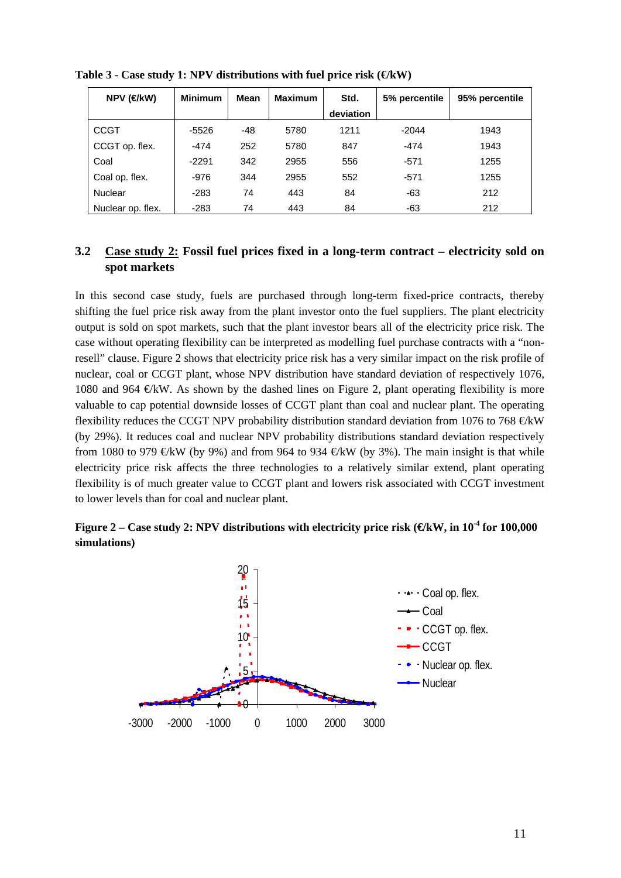**Table 3 - Case study 1: NPV distributions with fuel price risk (€/kW)**

| NPV (€/kW) | Minimum | Mean | Maximum | Std. deviation | 5% percentile | 95% percentile |
|---|---|---|---|---|---|---|
| CCGT | -5526 | -48 | 5780 | 1211 | -2044 | 1943 |
| CCGT op. flex. | -474 | 252 | 5780 | 847 | -474 | 1943 |
| Coal | -2291 | 342 | 2955 | 556 | -571 | 1255 |
| Coal op. flex. | -976 | 344 | 2955 | 552 | -571 | 1255 |
| Nuclear | -283 | 74 | 443 | 84 | -63 | 212 |
| Nuclear op. flex. | -283 | 74 | 443 | 84 | -63 | 212 |

## 3.2 Case study 2: Fossil fuel prices fixed in a long-term contract – electricity sold on spot markets

In this second case study, fuels are purchased through long-term fixed-price contracts, thereby shifting the fuel price risk away from the plant investor onto the fuel suppliers. The plant electricity output is sold on spot markets, such that the plant investor bears all of the electricity price risk. The case without operating flexibility can be interpreted as modelling fuel purchase contracts with a "non-resell" clause. Figure 2 shows that electricity price risk has a very similar impact on the risk profile of nuclear, coal or CCGT plant, whose NPV distribution have standard deviation of respectively 1076, 1080 and 964 €/kW. As shown by the dashed lines on Figure 2, plant operating flexibility is more valuable to cap potential downside losses of CCGT plant than coal and nuclear plant. The operating flexibility reduces the CCGT NPV probability distribution standard deviation from 1076 to 768 €/kW (by 29%). It reduces coal and nuclear NPV probability distributions standard deviation respectively from 1080 to 979 €/kW (by 9%) and from 964 to 934 €/kW (by 3%). The main insight is that while electricity price risk affects the three technologies to a relatively similar extend, plant operating flexibility is of much greater value to CCGT plant and lowers risk associated with CCGT investment to lower levels than for coal and nuclear plant.

**Figure 2 – Case study 2: NPV distributions with electricity price risk (€/kW, in $10^{-4}$ for 100,000 simulations)**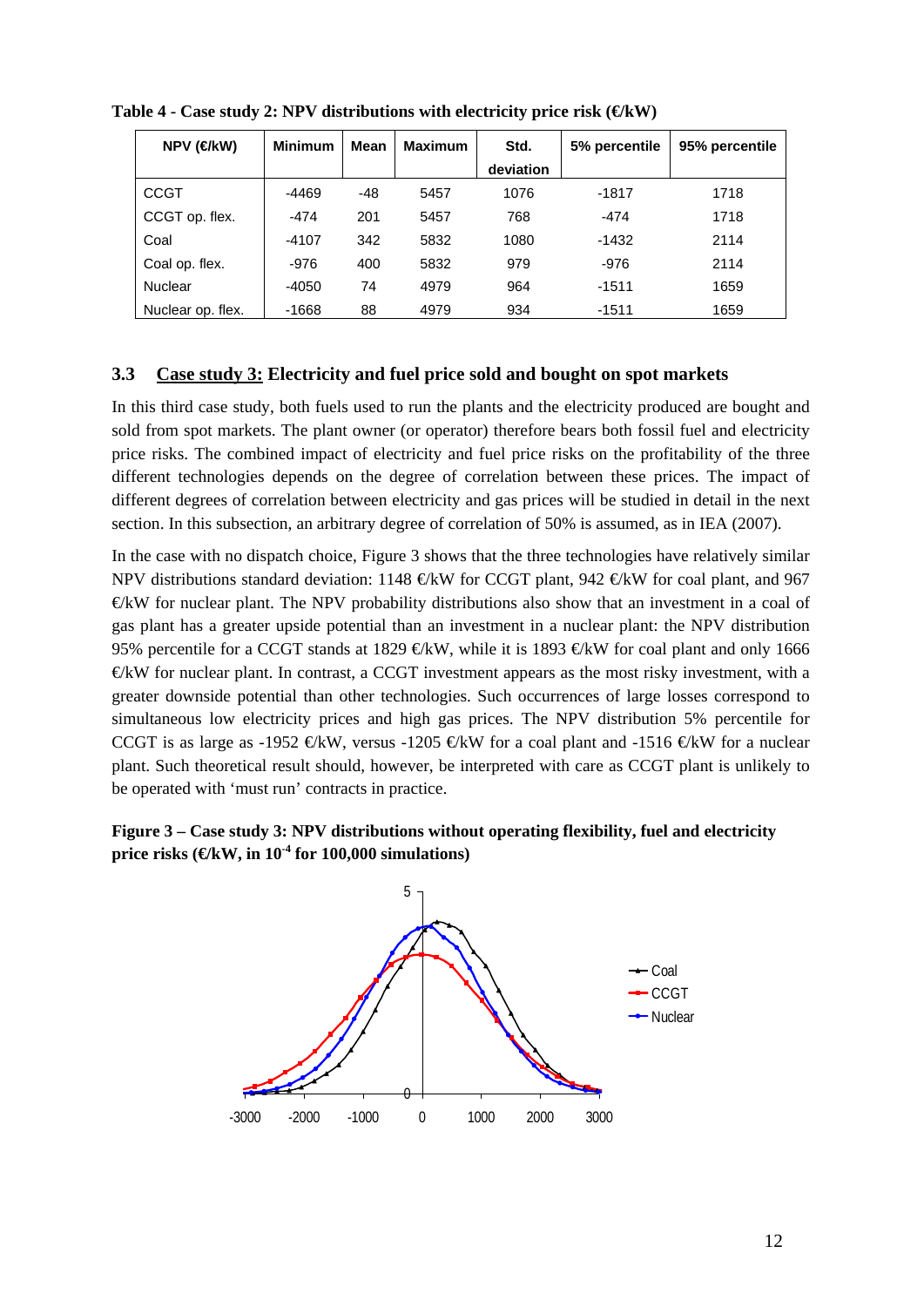**Table 4 - Case study 2: NPV distributions with electricity price risk (€/kW)**

| NPV (€/kW) | Minimum | Mean | Maximum | Std. deviation | 5% percentile | 95% percentile |
|---|---|---|---|---|---|---|
| CCGT | -4469 | -48 | 5457 | 1076 | -1817 | 1718 |
| CCGT op. flex. | -474 | 201 | 5457 | 768 | -474 | 1718 |
| Coal | -4107 | 342 | 5832 | 1080 | -1432 | 2114 |
| Coal op. flex. | -976 | 400 | 5832 | 979 | -976 | 2114 |
| Nuclear | -4050 | 74 | 4979 | 964 | -1511 | 1659 |
| Nuclear op. flex. | -1668 | 88 | 4979 | 934 | -1511 | 1659 |

### 3.3 Case study 3: Electricity and fuel price sold and bought on spot markets

In this third case study, both fuels used to run the plants and the electricity produced are bought and sold from spot markets. The plant owner (or operator) therefore bears both fossil fuel and electricity price risks. The combined impact of electricity and fuel price risks on the profitability of the three different technologies depends on the degree of correlation between these prices. The impact of different degrees of correlation between electricity and gas prices will be studied in detail in the next section. In this subsection, an arbitrary degree of correlation of 50% is assumed, as in IEA (2007).

In the case with no dispatch choice, Figure 3 shows that the three technologies have relatively similar NPV distributions standard deviation: 1148 €/kW for CCGT plant, 942 €/kW for coal plant, and 967 €/kW for nuclear plant. The NPV probability distributions also show that an investment in a coal of gas plant has a greater upside potential than an investment in a nuclear plant: the NPV distribution 95% percentile for a CCGT stands at 1829 €/kW, while it is 1893 €/kW for coal plant and only 1666 €/kW for nuclear plant. In contrast, a CCGT investment appears as the most risky investment, with a greater downside potential than other technologies. Such occurrences of large losses correspond to simultaneous low electricity prices and high gas prices. The NPV distribution 5% percentile for CCGT is as large as -1952 €/kW, versus -1205 €/kW for a coal plant and -1516 €/kW for a nuclear plant. Such theoretical result should, however, be interpreted with care as CCGT plant is unlikely to be operated with 'must run' contracts in practice.

**Figure 3 – Case study 3: NPV distributions without operating flexibility, fuel and electricity price risks (€/kW, in $10^{-4}$ for 100,000 simulations)**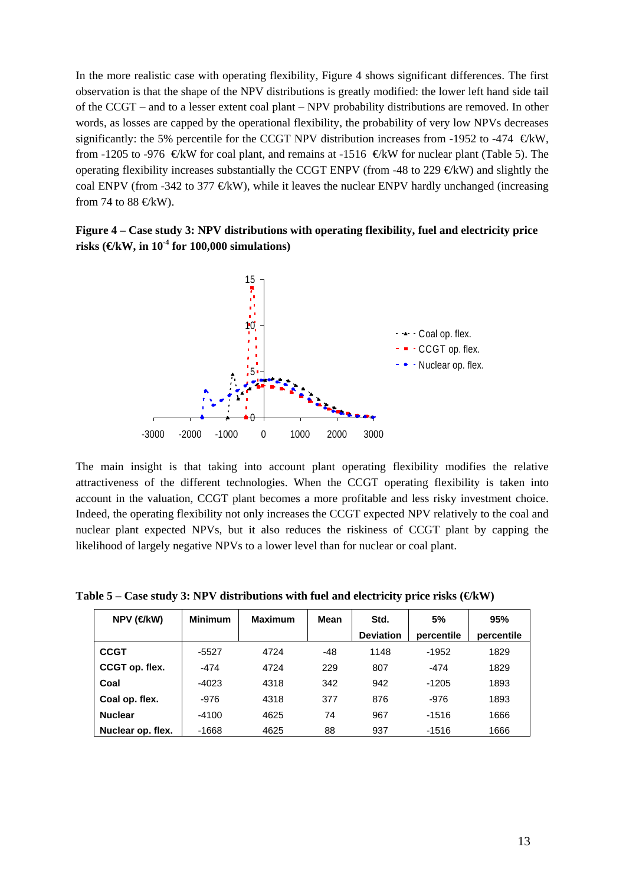In the more realistic case with operating flexibility, Figure 4 shows significant differences. The first observation is that the shape of the NPV distributions is greatly modified: the lower left hand side tail of the CCGT – and to a lesser extent coal plant – NPV probability distributions are removed. In other words, as losses are capped by the operational flexibility, the probability of very low NPVs decreases significantly: the 5% percentile for the CCGT NPV distribution increases from -1952 to -474 €/kW, from -1205 to -976 €/kW for coal plant, and remains at -1516 €/kW for nuclear plant (Table 5). The operating flexibility increases substantially the CCGT ENPV (from -48 to 229 €/kW) and slightly the coal ENPV (from -342 to 377 €/kW), while it leaves the nuclear ENPV hardly unchanged (increasing from 74 to 88 €/kW).

**Figure 4 – Case study 3: NPV distributions with operating flexibility, fuel and electricity price risks (€/kW, in $10^{-4}$ for 100,000 simulations)**

The main insight is that taking into account plant operating flexibility modifies the relative attractiveness of the different technologies. When the CCGT operating flexibility is taken into account in the valuation, CCGT plant becomes a more profitable and less risky investment choice. Indeed, the operating flexibility not only increases the CCGT expected NPV relatively to the coal and nuclear plant expected NPVs, but it also reduces the riskiness of CCGT plant by capping the likelihood of largely negative NPVs to a lower level than for nuclear or coal plant.

**Table 5 – Case study 3: NPV distributions with fuel and electricity price risks (€/kW)**

| NPV (€/kW) | Minimum | Maximum | Mean | Std. Deviation | 5% percentile | 95% percentile |
|---|---|---|---|---|---|---|
| **CCGT** | -5527 | 4724 | -48 | 1148 | -1952 | 1829 |
| **CCGT op. flex.** | -474 | 4724 | 229 | 807 | -474 | 1829 |
| **Coal** | -4023 | 4318 | 342 | 942 | -1205 | 1893 |
| **Coal op. flex.** | -976 | 4318 | 377 | 876 | -976 | 1893 |
| **Nuclear** | -4100 | 4625 | 74 | 967 | -1516 | 1666 |
| **Nuclear op. flex.** | -1668 | 4625 | 88 | 937 | -1516 | 1666 |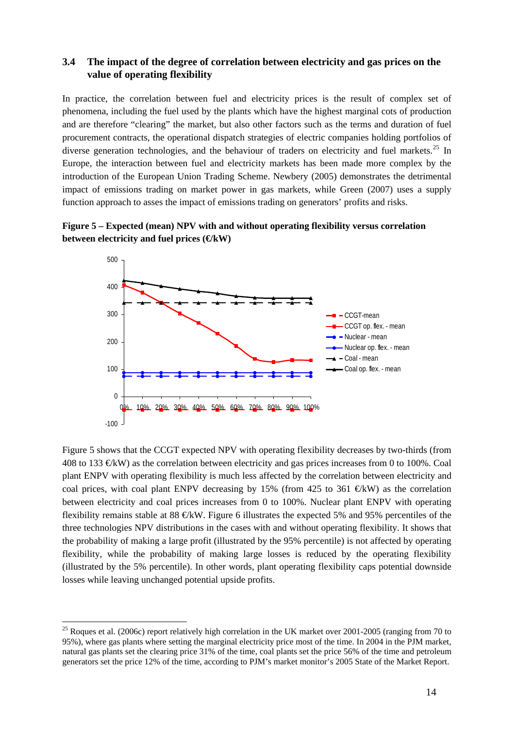### 3.4 The impact of the degree of correlation between electricity and gas prices on the value of operating flexibility

In practice, the correlation between fuel and electricity prices is the result of complex set of phenomena, including the fuel used by the plants which have the highest marginal cots of production and are therefore "clearing" the market, but also other factors such as the terms and duration of fuel procurement contracts, the operational dispatch strategies of electric companies holding portfolios of diverse generation technologies, and the behaviour of traders on electricity and fuel markets.[25] In Europe, the interaction between fuel and electricity markets has been made more complex by the introduction of the European Union Trading Scheme. Newbery (2005) demonstrates the detrimental impact of emissions trading on market power in gas markets, while Green (2007) uses a supply function approach to asses the impact of emissions trading on generators' profits and risks.

**Figure 5 – Expected (mean) NPV with and without operating flexibility versus correlation between electricity and fuel prices (€/kW)**

Figure 5 shows that the CCGT expected NPV with operating flexibility decreases by two-thirds (from 408 to 133 €/kW) as the correlation between electricity and gas prices increases from 0 to 100%. Coal plant ENPV with operating flexibility is much less affected by the correlation between electricity and coal prices, with coal plant ENPV decreasing by 15% (from 425 to 361 €/kW) as the correlation between electricity and coal prices increases from 0 to 100%. Nuclear plant ENPV with operating flexibility remains stable at 88 €/kW. Figure 6 illustrates the expected 5% and 95% percentiles of the three technologies NPV distributions in the cases with and without operating flexibility. It shows that the probability of making a large profit (illustrated by the 95% percentile) is not affected by operating flexibility, while the probability of making large losses is reduced by the operating flexibility (illustrated by the 5% percentile). In other words, plant operating flexibility caps potential downside losses while leaving unchanged potential upside profits.

[25] Roques et al. (2006c) report relatively high correlation in the UK market over 2001-2005 (ranging from 70 to 95%), where gas plants where setting the marginal electricity price most of the time. In 2004 in the PJM market, natural gas plants set the clearing price 31% of the time, coal plants set the price 56% of the time and petroleum generators set the price 12% of the time, according to PJM's market monitor's 2005 State of the Market Report.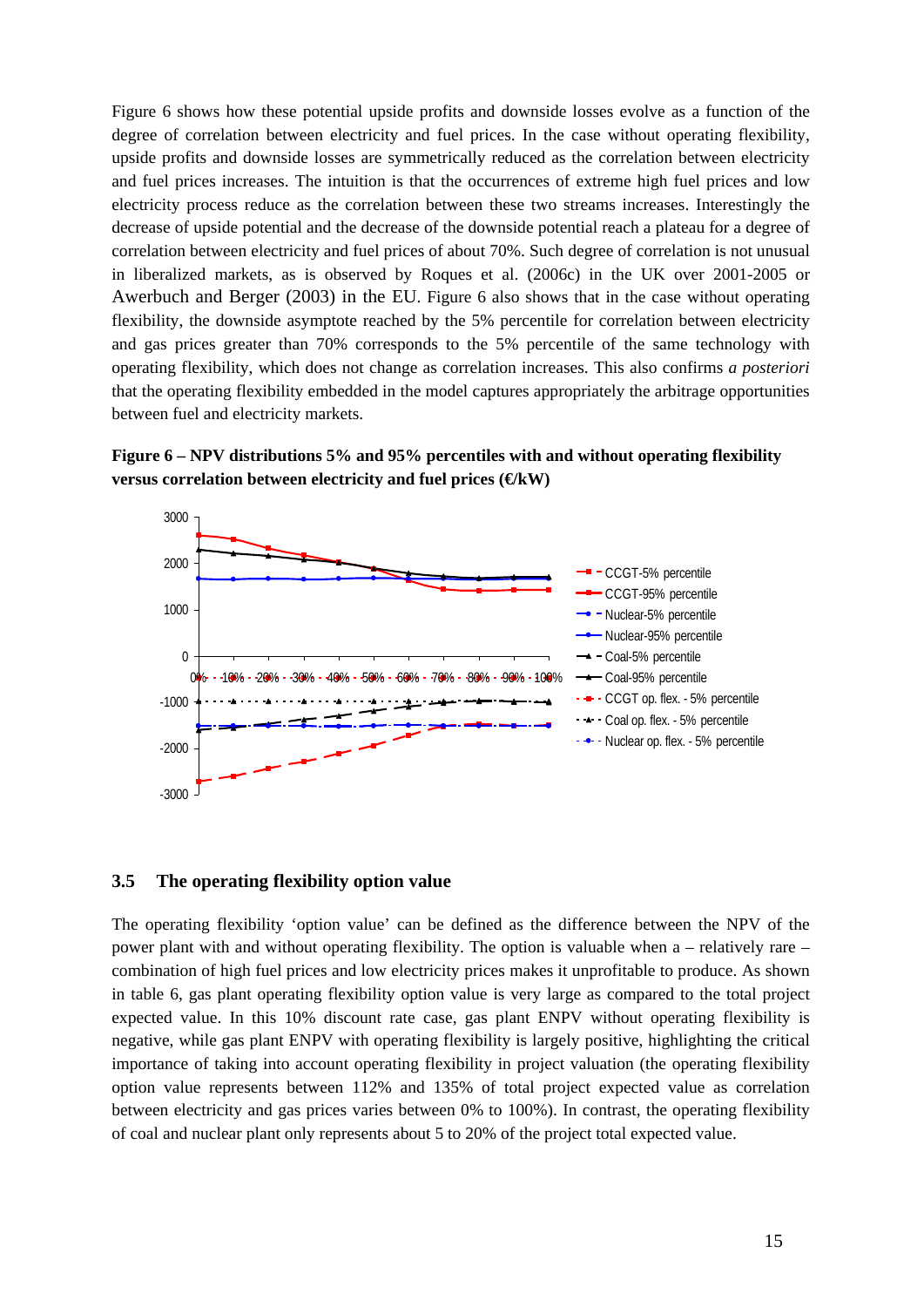Figure 6 shows how these potential upside profits and downside losses evolve as a function of the degree of correlation between electricity and fuel prices. In the case without operating flexibility, upside profits and downside losses are symmetrically reduced as the correlation between electricity and fuel prices increases. The intuition is that the occurrences of extreme high fuel prices and low electricity process reduce as the correlation between these two streams increases. Interestingly the decrease of upside potential and the decrease of the downside potential reach a plateau for a degree of correlation between electricity and fuel prices of about 70%. Such degree of correlation is not unusual in liberalized markets, as is observed by Roques et al. (2006c) in the UK over 2001-2005 or Awerbuch and Berger (2003) in the EU. Figure 6 also shows that in the case without operating flexibility, the downside asymptote reached by the 5% percentile for correlation between electricity and gas prices greater than 70% corresponds to the 5% percentile of the same technology with operating flexibility, which does not change as correlation increases. This also confirms *a posteriori* that the operating flexibility embedded in the model captures appropriately the arbitrage opportunities between fuel and electricity markets.

**Figure 6 – NPV distributions 5% and 95% percentiles with and without operating flexibility versus correlation between electricity and fuel prices (€/kW)**

## 3.5 The operating flexibility option value

The operating flexibility 'option value' can be defined as the difference between the NPV of the power plant with and without operating flexibility. The option is valuable when a – relatively rare – combination of high fuel prices and low electricity prices makes it unprofitable to produce. As shown in table 6, gas plant operating flexibility option value is very large as compared to the total project expected value. In this 10% discount rate case, gas plant ENPV without operating flexibility is negative, while gas plant ENPV with operating flexibility is largely positive, highlighting the critical importance of taking into account operating flexibility in project valuation (the operating flexibility option value represents between 112% and 135% of total project expected value as correlation between electricity and gas prices varies between 0% to 100%). In contrast, the operating flexibility of coal and nuclear plant only represents about 5 to 20% of the project total expected value.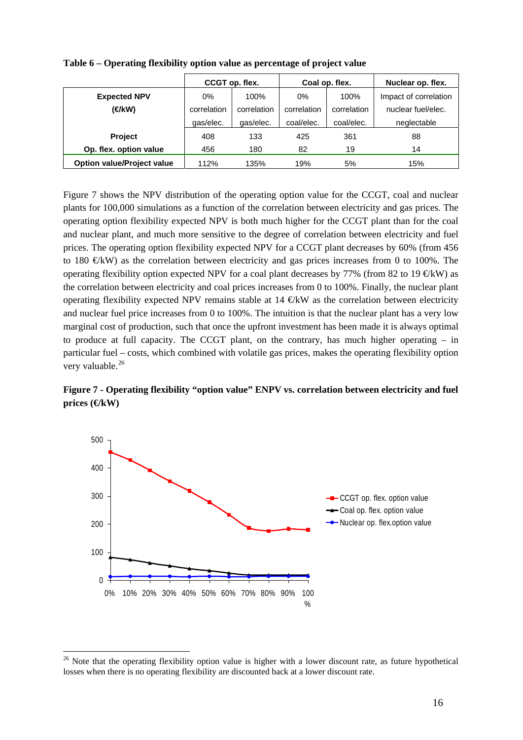**Table 6 – Operating flexibility option value as percentage of project value**

| | CCGT op. flex. | | Coal op. flex. | | Nuclear op. flex. |
|---|---|---|---|---|---|
| **Expected NPV (€/kW)** | 0% correlation gas/elec. | 100% correlation gas/elec. | 0% correlation coal/elec. | 100% correlation coal/elec. | Impact of correlation nuclear fuel/elec. neglectable |
| **Project** | 408 | 133 | 425 | 361 | 88 |
| **Op. flex. option value** | 456 | 180 | 82 | 19 | 14 |
| **Option value/Project value** | 112% | 135% | 19% | 5% | 15% |

Figure 7 shows the NPV distribution of the operating option value for the CCGT, coal and nuclear plants for 100,000 simulations as a function of the correlation between electricity and gas prices. The operating option flexibility expected NPV is both much higher for the CCGT plant than for the coal and nuclear plant, and much more sensitive to the degree of correlation between electricity and fuel prices. The operating option flexibility expected NPV for a CCGT plant decreases by 60% (from 456 to 180 €/kW) as the correlation between electricity and gas prices increases from 0 to 100%. The operating flexibility option expected NPV for a coal plant decreases by 77% (from 82 to 19 €/kW) as the correlation between electricity and coal prices increases from 0 to 100%. Finally, the nuclear plant operating flexibility expected NPV remains stable at 14 €/kW as the correlation between electricity and nuclear fuel price increases from 0 to 100%. The intuition is that the nuclear plant has a very low marginal cost of production, such that once the upfront investment has been made it is always optimal to produce at full capacity. The CCGT plant, on the contrary, has much higher operating – in particular fuel – costs, which combined with volatile gas prices, makes the operating flexibility option very valuable.[26]

**Figure 7 - Operating flexibility "option value" ENPV vs. correlation between electricity and fuel prices (€/kW)**

[26] Note that the operating flexibility option value is higher with a lower discount rate, as future hypothetical losses when there is no operating flexibility are discounted back at a lower discount rate.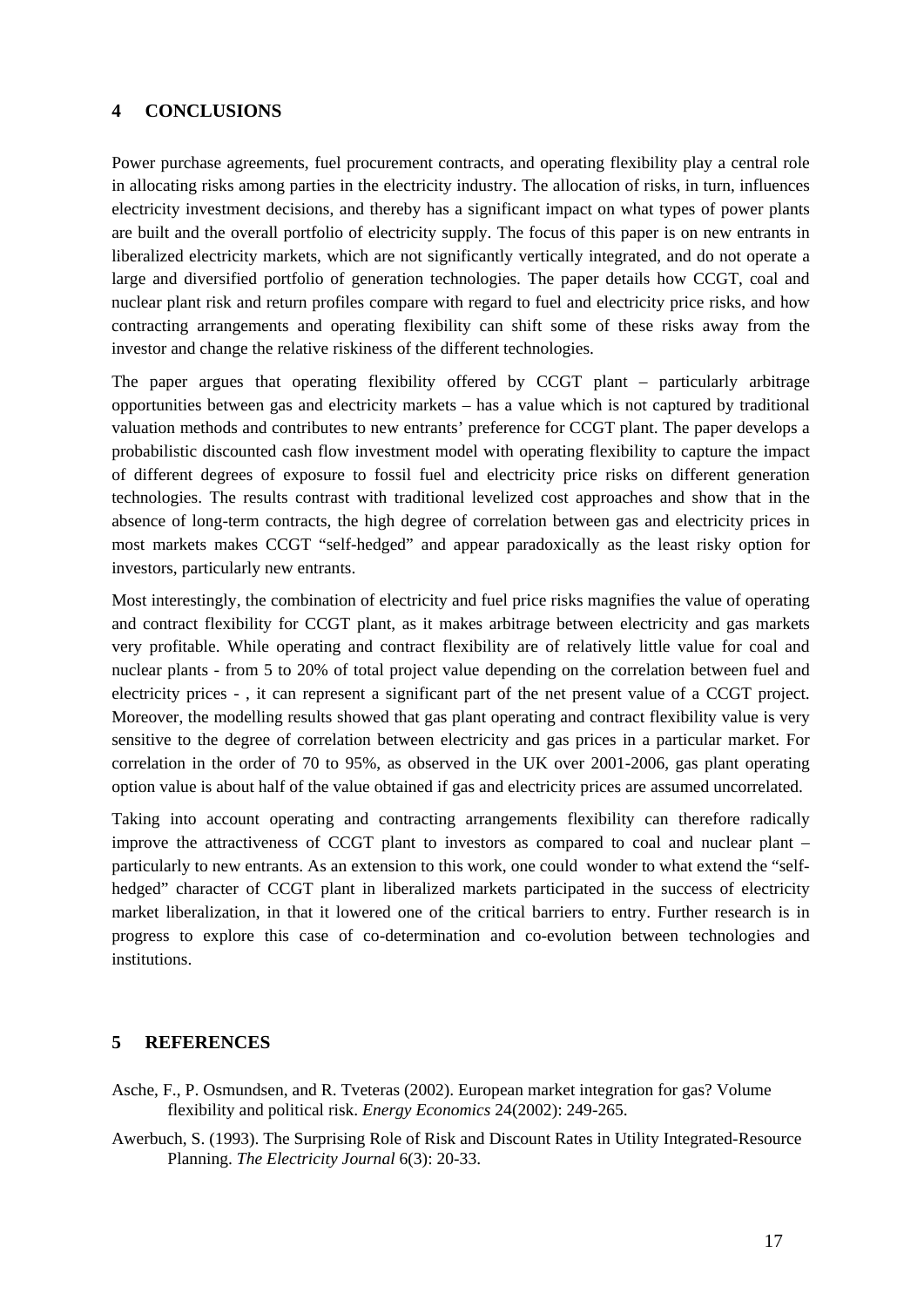## 4 CONCLUSIONS

Power purchase agreements, fuel procurement contracts, and operating flexibility play a central role in allocating risks among parties in the electricity industry. The allocation of risks, in turn, influences electricity investment decisions, and thereby has a significant impact on what types of power plants are built and the overall portfolio of electricity supply. The focus of this paper is on new entrants in liberalized electricity markets, which are not significantly vertically integrated, and do not operate a large and diversified portfolio of generation technologies. The paper details how CCGT, coal and nuclear plant risk and return profiles compare with regard to fuel and electricity price risks, and how contracting arrangements and operating flexibility can shift some of these risks away from the investor and change the relative riskiness of the different technologies.

The paper argues that operating flexibility offered by CCGT plant – particularly arbitrage opportunities between gas and electricity markets – has a value which is not captured by traditional valuation methods and contributes to new entrants' preference for CCGT plant. The paper develops a probabilistic discounted cash flow investment model with operating flexibility to capture the impact of different degrees of exposure to fossil fuel and electricity price risks on different generation technologies. The results contrast with traditional levelized cost approaches and show that in the absence of long-term contracts, the high degree of correlation between gas and electricity prices in most markets makes CCGT "self-hedged" and appear paradoxically as the least risky option for investors, particularly new entrants.

Most interestingly, the combination of electricity and fuel price risks magnifies the value of operating and contract flexibility for CCGT plant, as it makes arbitrage between electricity and gas markets very profitable. While operating and contract flexibility are of relatively little value for coal and nuclear plants - from 5 to 20% of total project value depending on the correlation between fuel and electricity prices - , it can represent a significant part of the net present value of a CCGT project. Moreover, the modelling results showed that gas plant operating and contract flexibility value is very sensitive to the degree of correlation between electricity and gas prices in a particular market. For correlation in the order of 70 to 95%, as observed in the UK over 2001-2006, gas plant operating option value is about half of the value obtained if gas and electricity prices are assumed uncorrelated.

Taking into account operating and contracting arrangements flexibility can therefore radically improve the attractiveness of CCGT plant to investors as compared to coal and nuclear plant – particularly to new entrants. As an extension to this work, one could wonder to what extend the "self-hedged" character of CCGT plant in liberalized markets participated in the success of electricity market liberalization, in that it lowered one of the critical barriers to entry. Further research is in progress to explore this case of co-determination and co-evolution between technologies and institutions.

## 5 REFERENCES

Asche, F., P. Osmundsen, and R. Tveteras (2002). European market integration for gas? Volume flexibility and political risk. *Energy Economics* 24(2002): 249-265.

Awerbuch, S. (1993). The Surprising Role of Risk and Discount Rates in Utility Integrated-Resource Planning. *The Electricity Journal* 6(3): 20-33.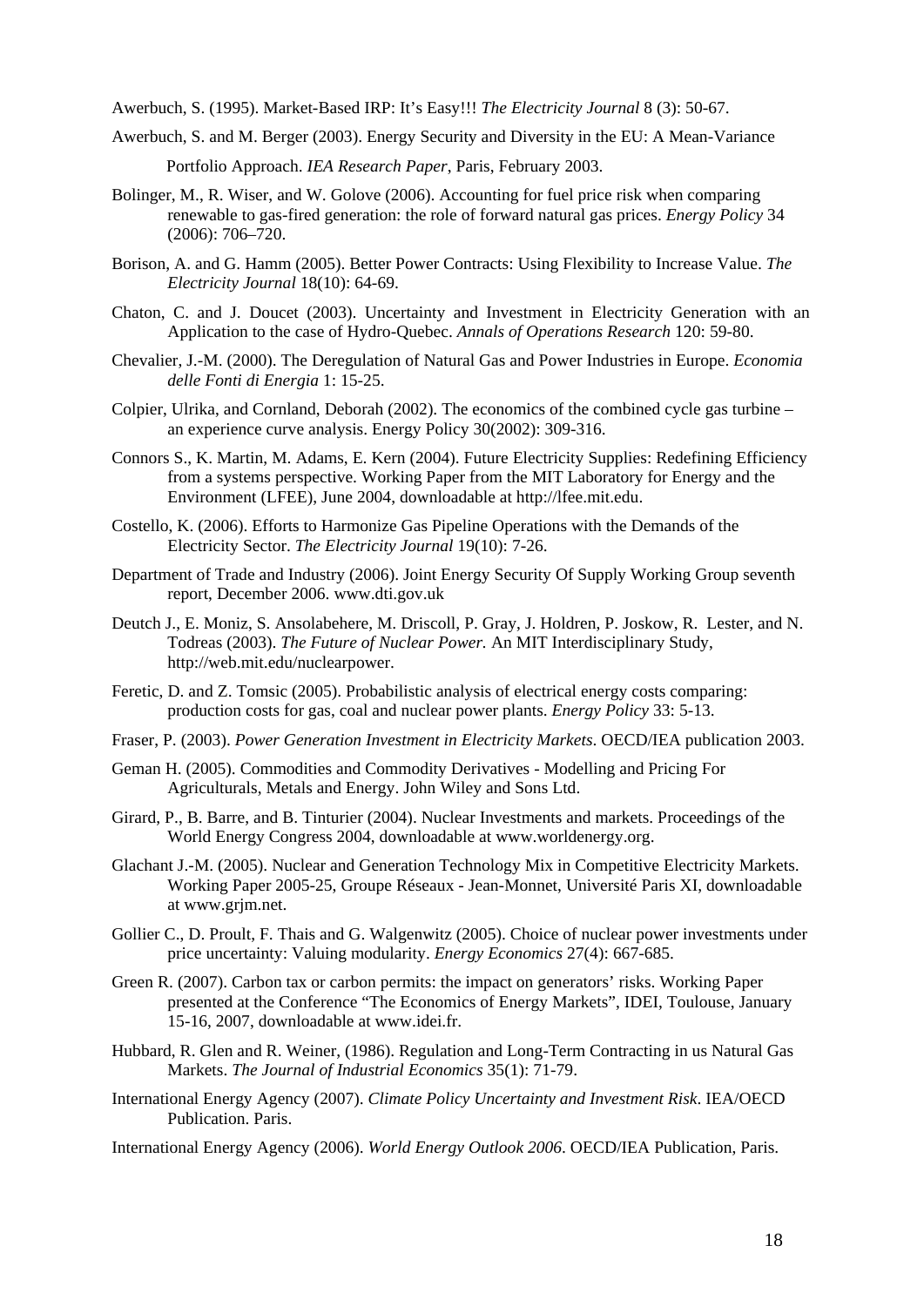Awerbuch, S. (1995). Market-Based IRP: It's Easy!!! *The Electricity Journal* 8 (3): 50-67.

Awerbuch, S. and M. Berger (2003). Energy Security and Diversity in the EU: A Mean-Variance Portfolio Approach. *IEA Research Paper*, Paris, February 2003.

Bolinger, M., R. Wiser, and W. Golove (2006). Accounting for fuel price risk when comparing renewable to gas-fired generation: the role of forward natural gas prices. *Energy Policy* 34 (2006): 706–720.

Borison, A. and G. Hamm (2005). Better Power Contracts: Using Flexibility to Increase Value. *The Electricity Journal* 18(10): 64-69.

Chaton, C. and J. Doucet (2003). Uncertainty and Investment in Electricity Generation with an Application to the case of Hydro-Quebec. *Annals of Operations Research* 120: 59-80.

Chevalier, J.-M. (2000). The Deregulation of Natural Gas and Power Industries in Europe. *Economia delle Fonti di Energia* 1: 15-25.

Colpier, Ulrika, and Cornland, Deborah (2002). The economics of the combined cycle gas turbine – an experience curve analysis. Energy Policy 30(2002): 309-316.

Connors S., K. Martin, M. Adams, E. Kern (2004). Future Electricity Supplies: Redefining Efficiency from a systems perspective. Working Paper from the MIT Laboratory for Energy and the Environment (LFEE), June 2004, downloadable at http://lfee.mit.edu.

Costello, K. (2006). Efforts to Harmonize Gas Pipeline Operations with the Demands of the Electricity Sector. *The Electricity Journal* 19(10): 7-26.

Department of Trade and Industry (2006). Joint Energy Security Of Supply Working Group seventh report, December 2006. www.dti.gov.uk

Deutch J., E. Moniz, S. Ansolabehere, M. Driscoll, P. Gray, J. Holdren, P. Joskow, R. Lester, and N. Todreas (2003). *The Future of Nuclear Power.* An MIT Interdisciplinary Study, http://web.mit.edu/nuclearpower.

Feretic, D. and Z. Tomsic (2005). Probabilistic analysis of electrical energy costs comparing: production costs for gas, coal and nuclear power plants. *Energy Policy* 33: 5-13.

Fraser, P. (2003). *Power Generation Investment in Electricity Markets*. OECD/IEA publication 2003.

Geman H. (2005). Commodities and Commodity Derivatives - Modelling and Pricing For Agriculturals, Metals and Energy. John Wiley and Sons Ltd.

Girard, P., B. Barre, and B. Tinturier (2004). Nuclear Investments and markets. Proceedings of the World Energy Congress 2004, downloadable at www.worldenergy.org.

Glachant J.-M. (2005). Nuclear and Generation Technology Mix in Competitive Electricity Markets. Working Paper 2005-25, Groupe Réseaux - Jean-Monnet, Université Paris XI, downloadable at www.grjm.net.

Gollier C., D. Proult, F. Thais and G. Walgenwitz (2005). Choice of nuclear power investments under price uncertainty: Valuing modularity. *Energy Economics* 27(4): 667-685.

Green R. (2007). Carbon tax or carbon permits: the impact on generators' risks. Working Paper presented at the Conference "The Economics of Energy Markets", IDEI, Toulouse, January 15-16, 2007, downloadable at www.idei.fr.

Hubbard, R. Glen and R. Weiner, (1986). Regulation and Long-Term Contracting in us Natural Gas Markets. *The Journal of Industrial Economics* 35(1): 71-79.

International Energy Agency (2007). *Climate Policy Uncertainty and Investment Risk*. IEA/OECD Publication. Paris.

International Energy Agency (2006). *World Energy Outlook 2006*. OECD/IEA Publication, Paris.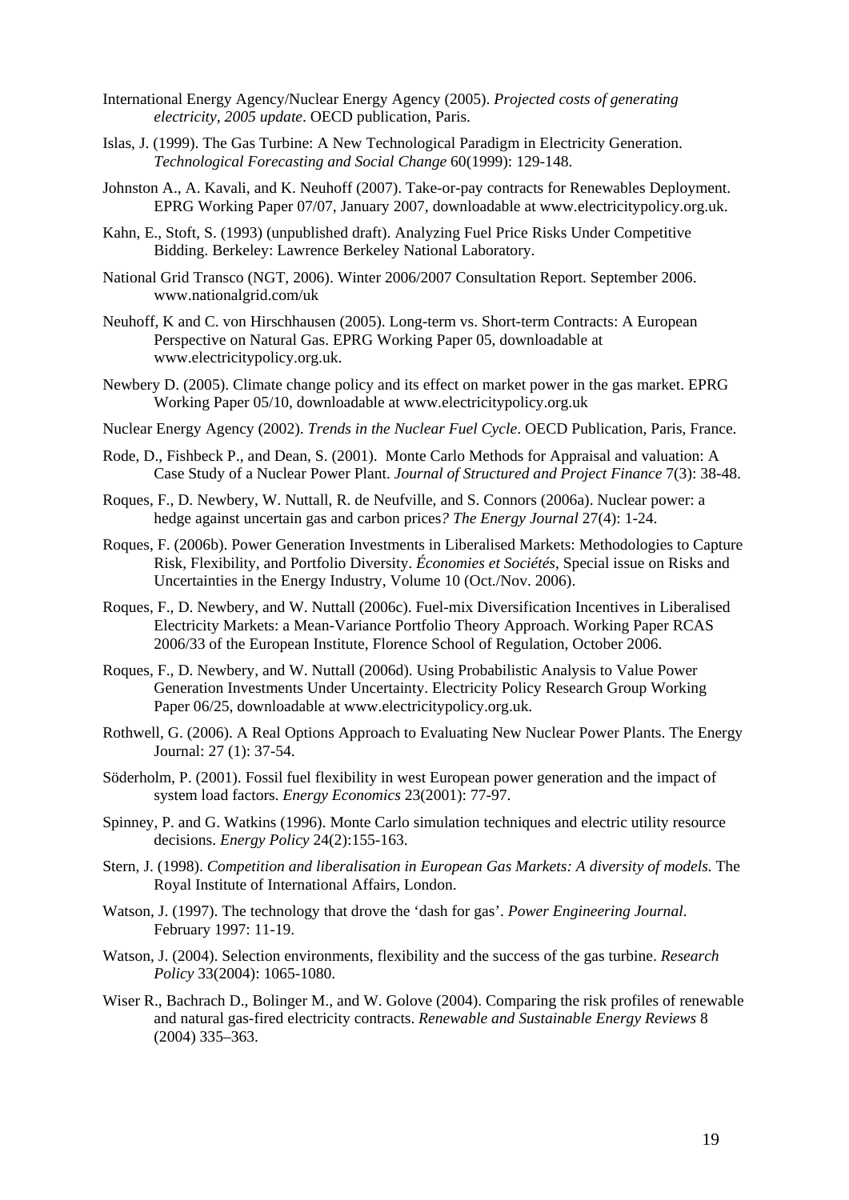International Energy Agency/Nuclear Energy Agency (2005). *Projected costs of generating electricity, 2005 update*. OECD publication, Paris.

Islas, J. (1999). The Gas Turbine: A New Technological Paradigm in Electricity Generation. *Technological Forecasting and Social Change* 60(1999): 129-148.

Johnston A., A. Kavali, and K. Neuhoff (2007). Take-or-pay contracts for Renewables Deployment. EPRG Working Paper 07/07, January 2007, downloadable at www.electricitypolicy.org.uk.

Kahn, E., Stoft, S. (1993) (unpublished draft). Analyzing Fuel Price Risks Under Competitive Bidding. Berkeley: Lawrence Berkeley National Laboratory.

National Grid Transco (NGT, 2006). Winter 2006/2007 Consultation Report. September 2006. www.nationalgrid.com/uk

Neuhoff, K and C. von Hirschhausen (2005). Long-term vs. Short-term Contracts: A European Perspective on Natural Gas. EPRG Working Paper 05, downloadable at www.electricitypolicy.org.uk.

Newbery D. (2005). Climate change policy and its effect on market power in the gas market. EPRG Working Paper 05/10, downloadable at www.electricitypolicy.org.uk

Nuclear Energy Agency (2002). *Trends in the Nuclear Fuel Cycle*. OECD Publication, Paris, France.

Rode, D., Fishbeck P., and Dean, S. (2001). Monte Carlo Methods for Appraisal and valuation: A Case Study of a Nuclear Power Plant. *Journal of Structured and Project Finance* 7(3): 38-48.

Roques, F., D. Newbery, W. Nuttall, R. de Neufville, and S. Connors (2006a). Nuclear power: a hedge against uncertain gas and carbon prices*? The Energy Journal* 27(4): 1-24.

Roques, F. (2006b). Power Generation Investments in Liberalised Markets: Methodologies to Capture Risk, Flexibility, and Portfolio Diversity. *Économies et Sociétés*, Special issue on Risks and Uncertainties in the Energy Industry, Volume 10 (Oct./Nov. 2006).

Roques, F., D. Newbery, and W. Nuttall (2006c). Fuel-mix Diversification Incentives in Liberalised Electricity Markets: a Mean-Variance Portfolio Theory Approach. Working Paper RCAS 2006/33 of the European Institute, Florence School of Regulation, October 2006.

Roques, F., D. Newbery, and W. Nuttall (2006d). Using Probabilistic Analysis to Value Power Generation Investments Under Uncertainty. Electricity Policy Research Group Working Paper 06/25, downloadable at www.electricitypolicy.org.uk.

Rothwell, G. (2006). A Real Options Approach to Evaluating New Nuclear Power Plants. The Energy Journal: 27 (1): 37-54.

Söderholm, P. (2001). Fossil fuel flexibility in west European power generation and the impact of system load factors. *Energy Economics* 23(2001): 77-97.

Spinney, P. and G. Watkins (1996). Monte Carlo simulation techniques and electric utility resource decisions. *Energy Policy* 24(2):155-163.

Stern, J. (1998). *Competition and liberalisation in European Gas Markets: A diversity of models.* The Royal Institute of International Affairs, London.

Watson, J. (1997). The technology that drove the 'dash for gas'. *Power Engineering Journal.* February 1997: 11-19.

Watson, J. (2004). Selection environments, flexibility and the success of the gas turbine. *Research Policy* 33(2004): 1065-1080.

Wiser R., Bachrach D., Bolinger M., and W. Golove (2004). Comparing the risk profiles of renewable and natural gas-fired electricity contracts. *Renewable and Sustainable Energy Reviews* 8 (2004) 335–363.